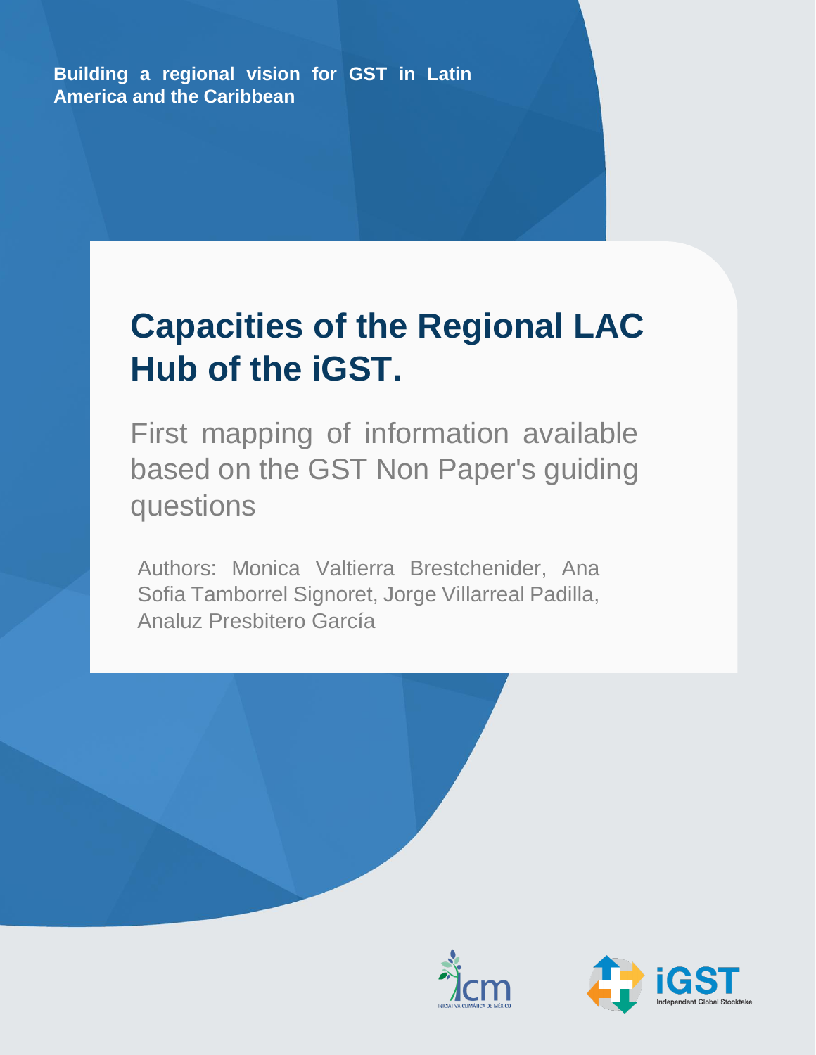Building a regional vision for GST in Latin America and the Caribbean

# Capacities of the Regional LAC Hub of the iGST.

## First mapping of information available based on the GST Non Paper's guiding questions

Authors: Monica Valtierra Brestchenider, Ana Sofia Tamborrel Signoret, Jorge Villarreal Padilla, Analuz Presbitero García

icm INICIATIVA CLIMÁTICA DE MÉXICO

iGST Independent Global Stocktake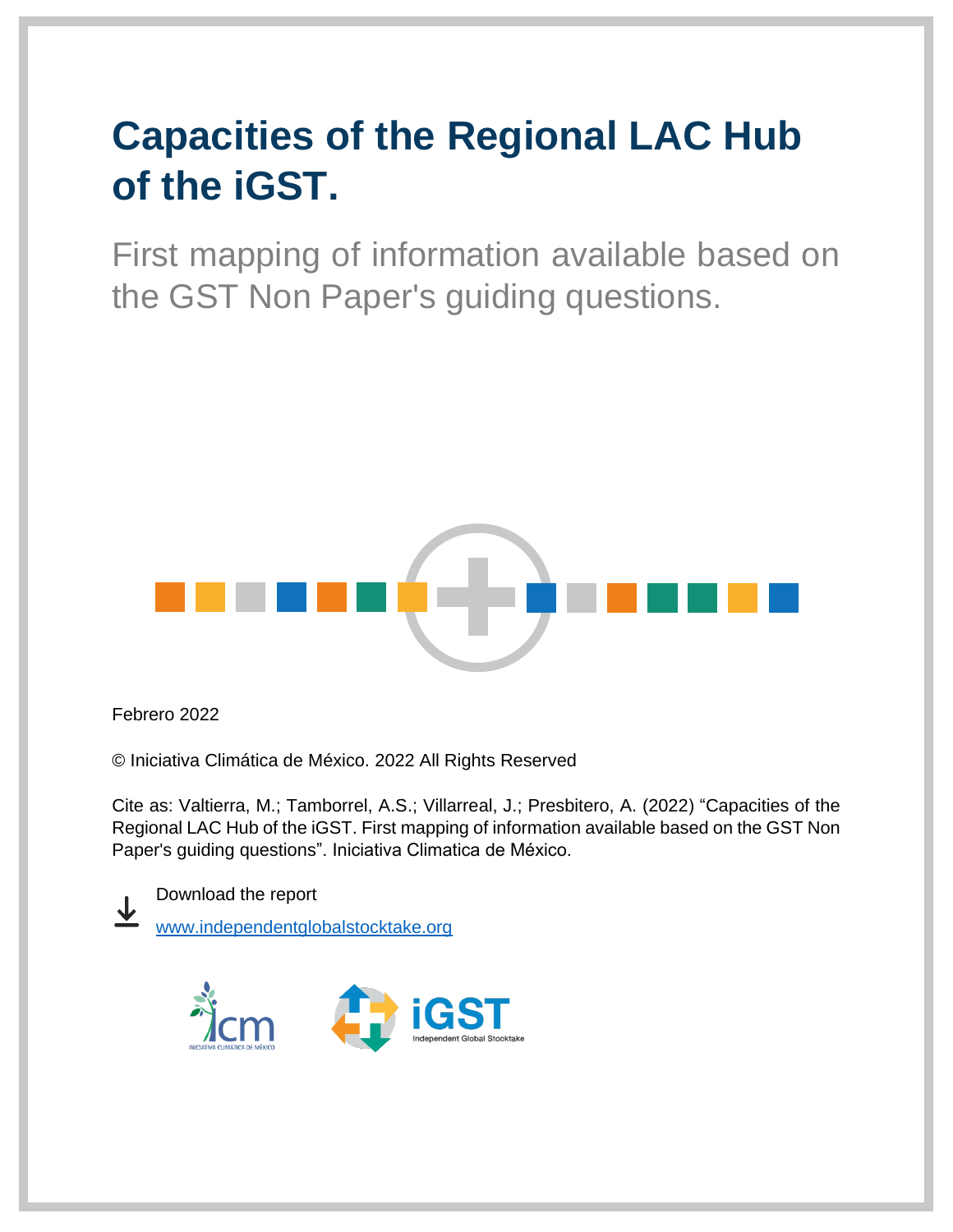# Capacities of the Regional LAC Hub of the iGST.

First mapping of information available based on the GST Non Paper's guiding questions.

Febrero 2022

© Iniciativa Climática de México. 2022 All Rights Reserved

Cite as: Valtierra, M.; Tamborrel, A.S.; Villarreal, J.; Presbitero, A. (2022) "Capacities of the Regional LAC Hub of the iGST. First mapping of information available based on the GST Non Paper's guiding questions". Iniciativa Climatica de México.

Download the report

www.independentglobalstocktake.org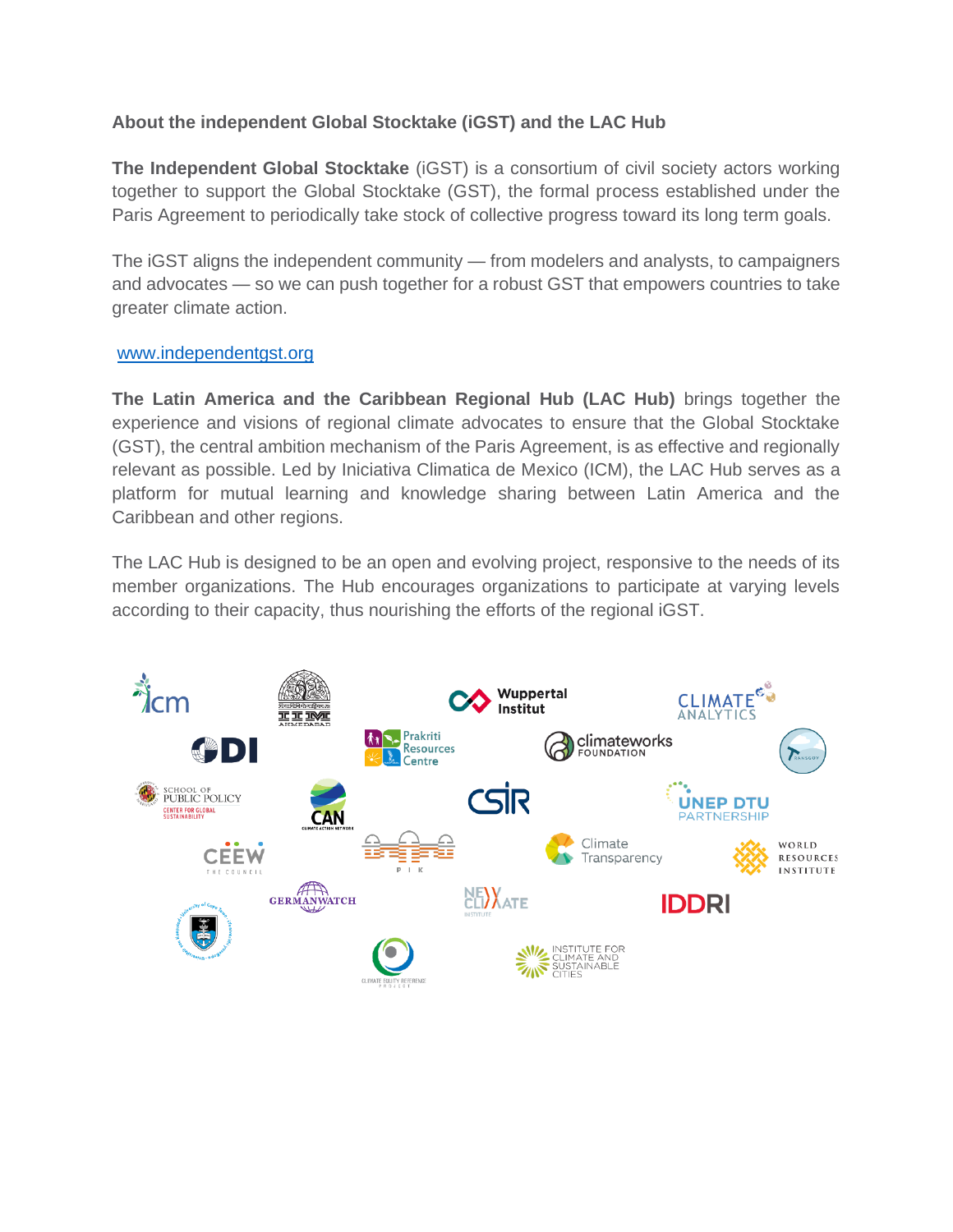**About the independent Global Stocktake (iGST) and the LAC Hub**

**The Independent Global Stocktake** (iGST) is a consortium of civil society actors working together to support the Global Stocktake (GST), the formal process established under the Paris Agreement to periodically take stock of collective progress toward its long term goals.

The iGST aligns the independent community — from modelers and analysts, to campaigners and advocates — so we can push together for a robust GST that empowers countries to take greater climate action.

www.independentgst.org

**The Latin America and the Caribbean Regional Hub (LAC Hub)** brings together the experience and visions of regional climate advocates to ensure that the Global Stocktake (GST), the central ambition mechanism of the Paris Agreement, is as effective and regionally relevant as possible. Led by Iniciativa Climatica de Mexico (ICM), the LAC Hub serves as a platform for mutual learning and knowledge sharing between Latin America and the Caribbean and other regions.

The LAC Hub is designed to be an open and evolving project, responsive to the needs of its member organizations. The Hub encourages organizations to participate at varying levels according to their capacity, thus nourishing the efforts of the regional iGST.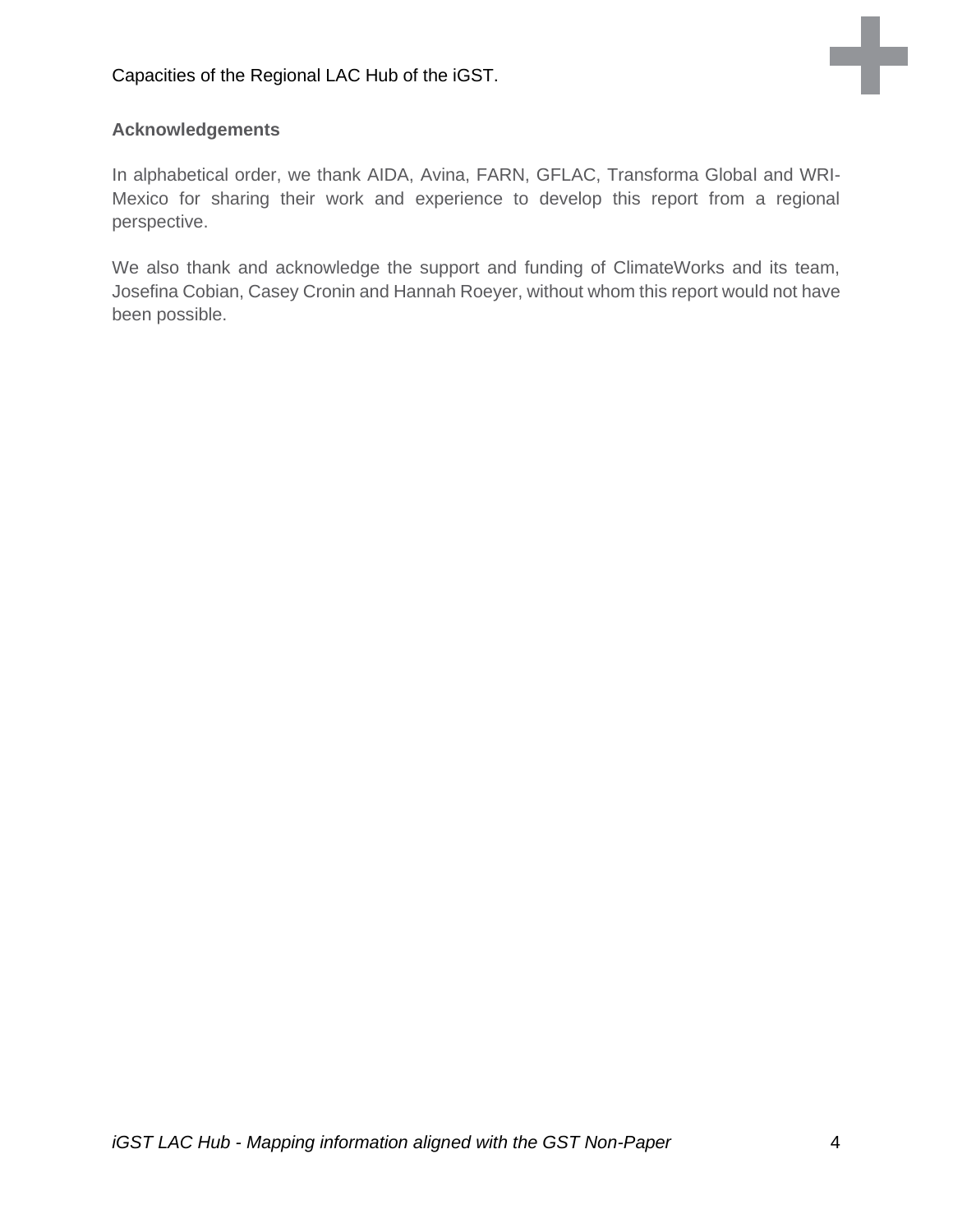## Acknowledgements

In alphabetical order, we thank AIDA, Avina, FARN, GFLAC, Transforma Global and WRI-Mexico for sharing their work and experience to develop this report from a regional perspective.

We also thank and acknowledge the support and funding of ClimateWorks and its team, Josefina Cobian, Casey Cronin and Hannah Roeyer, without whom this report would not have been possible.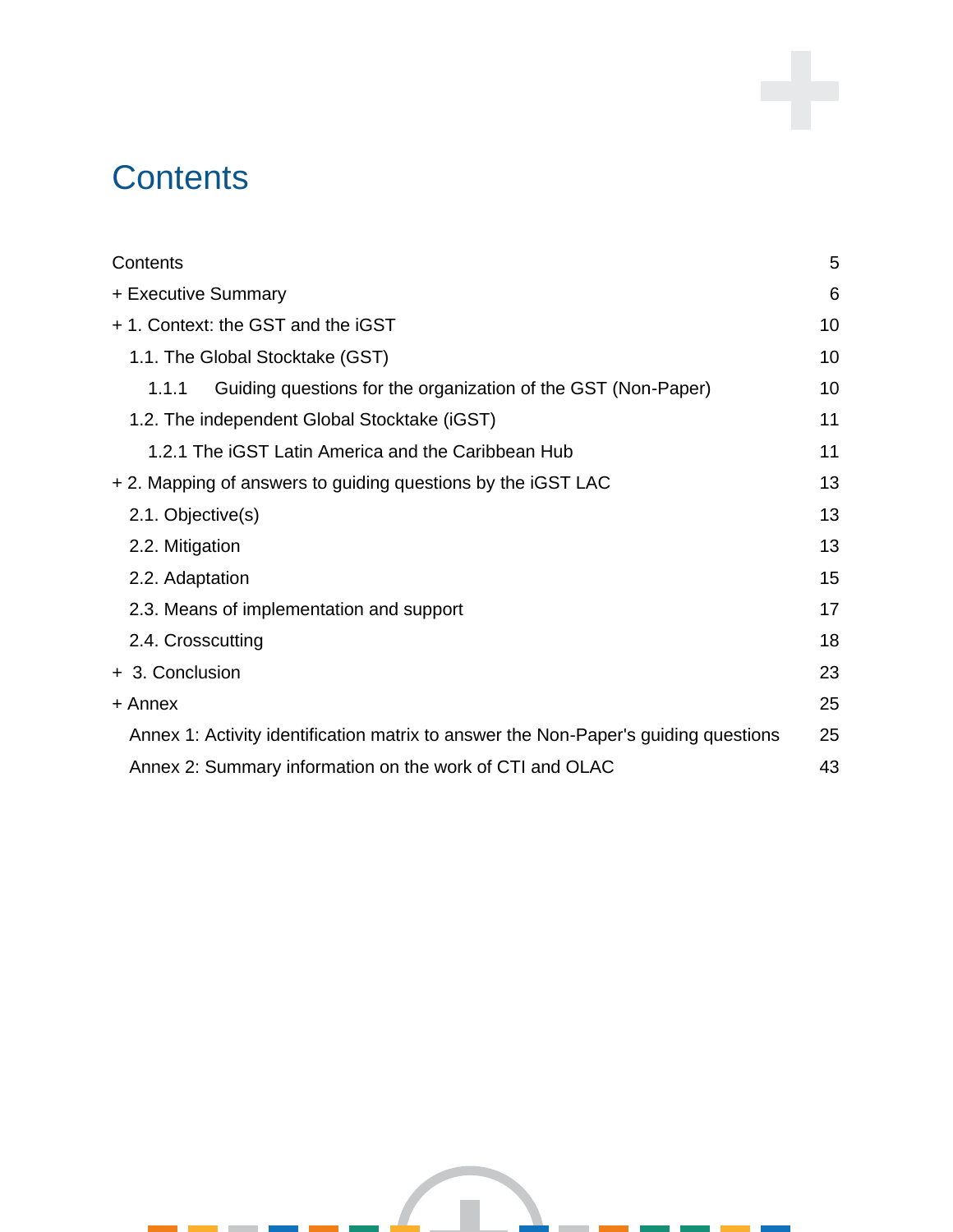# Contents

| | |
|---|---|
| Contents | 5 |
| + Executive Summary | 6 |
| + 1. Context: the GST and the iGST | 10 |
| 1.1. The Global Stocktake (GST) | 10 |
| 1.1.1 Guiding questions for the organization of the GST (Non-Paper) | 10 |
| 1.2. The independent Global Stocktake (iGST) | 11 |
| 1.2.1 The iGST Latin America and the Caribbean Hub | 11 |
| + 2. Mapping of answers to guiding questions by the iGST LAC | 13 |
| 2.1. Objective(s) | 13 |
| 2.2. Mitigation | 13 |
| 2.2. Adaptation | 15 |
| 2.3. Means of implementation and support | 17 |
| 2.4. Crosscutting | 18 |
| + 3. Conclusion | 23 |
| + Annex | 25 |
| Annex 1: Activity identification matrix to answer the Non-Paper's guiding questions | 25 |
| Annex 2: Summary information on the work of CTI and OLAC | 43 |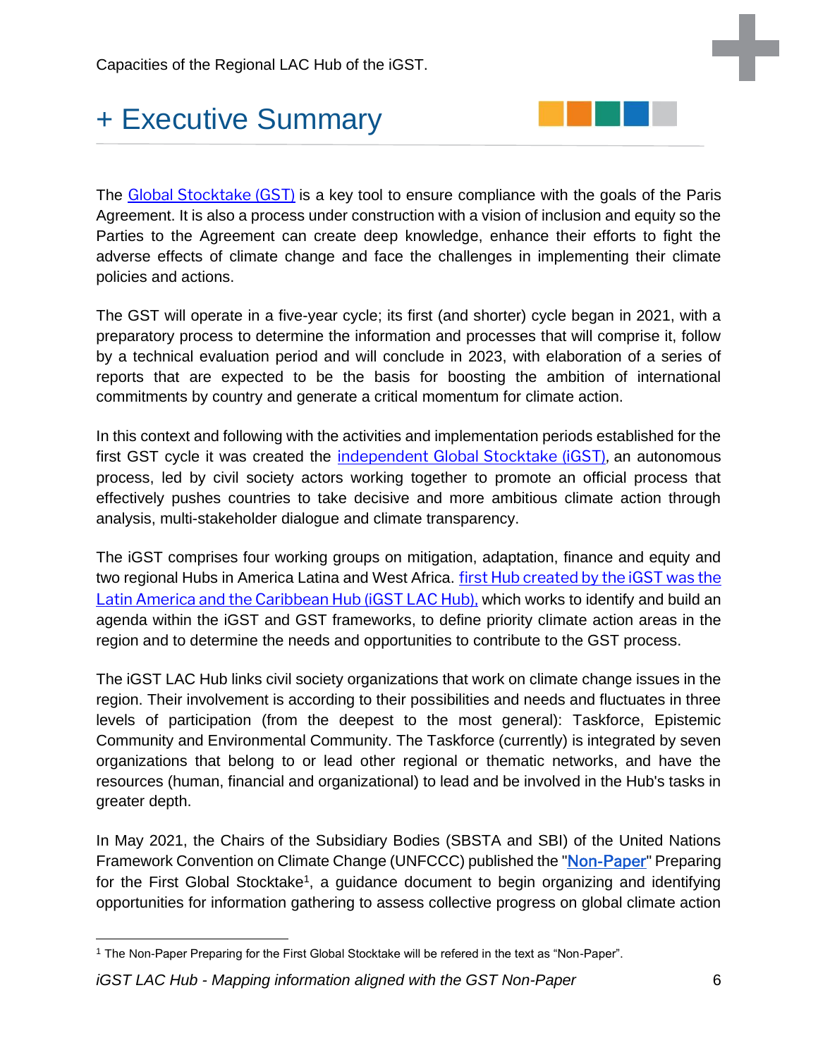# + Executive Summary

The Global Stocktake (GST) is a key tool to ensure compliance with the goals of the Paris Agreement. It is also a process under construction with a vision of inclusion and equity so the Parties to the Agreement can create deep knowledge, enhance their efforts to fight the adverse effects of climate change and face the challenges in implementing their climate policies and actions.

The GST will operate in a five-year cycle; its first (and shorter) cycle began in 2021, with a preparatory process to determine the information and processes that will comprise it, follow by a technical evaluation period and will conclude in 2023, with elaboration of a series of reports that are expected to be the basis for boosting the ambition of international commitments by country and generate a critical momentum for climate action.

In this context and following with the activities and implementation periods established for the first GST cycle it was created the independent Global Stocktake (iGST), an autonomous process, led by civil society actors working together to promote an official process that effectively pushes countries to take decisive and more ambitious climate action through analysis, multi-stakeholder dialogue and climate transparency.

The iGST comprises four working groups on mitigation, adaptation, finance and equity and two regional Hubs in America Latina and West Africa. first Hub created by the iGST was the Latin America and the Caribbean Hub (iGST LAC Hub), which works to identify and build an agenda within the iGST and GST frameworks, to define priority climate action areas in the region and to determine the needs and opportunities to contribute to the GST process.

The iGST LAC Hub links civil society organizations that work on climate change issues in the region. Their involvement is according to their possibilities and needs and fluctuates in three levels of participation (from the deepest to the most general): Taskforce, Epistemic Community and Environmental Community. The Taskforce (currently) is integrated by seven organizations that belong to or lead other regional or thematic networks, and have the resources (human, financial and organizational) to lead and be involved in the Hub's tasks in greater depth.

In May 2021, the Chairs of the Subsidiary Bodies (SBSTA and SBI) of the United Nations Framework Convention on Climate Change (UNFCCC) published the "Non-Paper" Preparing for the First Global Stocktake[1], a guidance document to begin organizing and identifying opportunities for information gathering to assess collective progress on global climate action

[1] The Non-Paper Preparing for the First Global Stocktake will be refered in the text as "Non-Paper".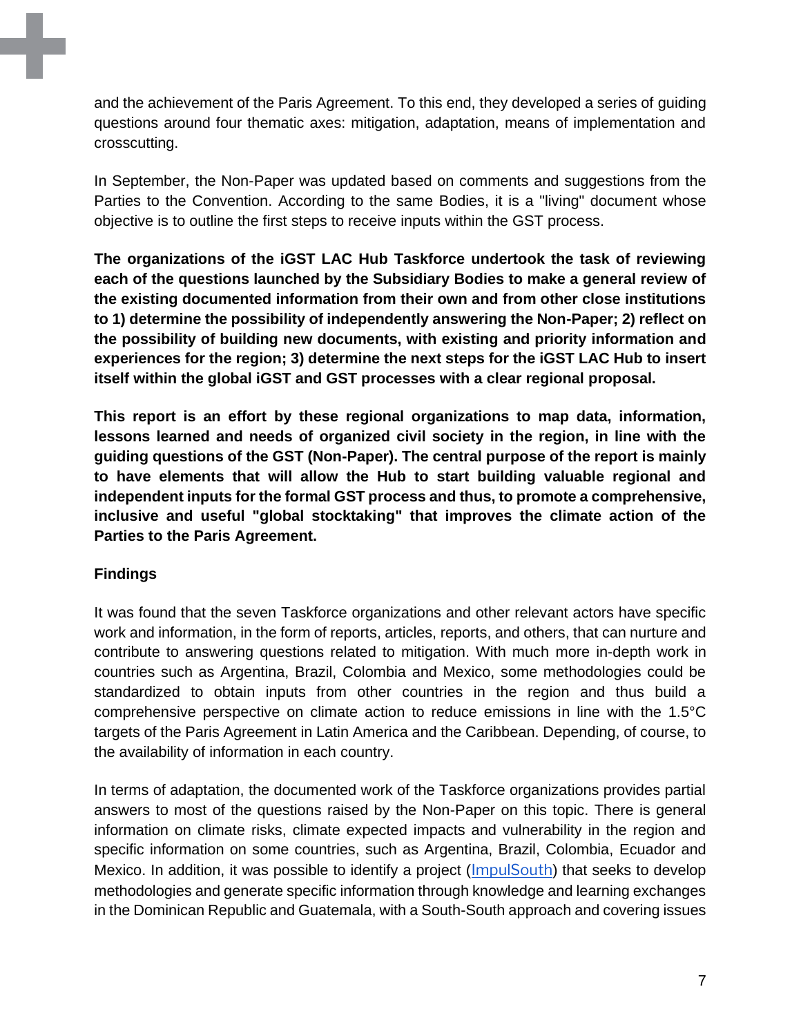and the achievement of the Paris Agreement. To this end, they developed a series of guiding questions around four thematic axes: mitigation, adaptation, means of implementation and crosscutting.

In September, the Non-Paper was updated based on comments and suggestions from the Parties to the Convention. According to the same Bodies, it is a "living" document whose objective is to outline the first steps to receive inputs within the GST process.

**The organizations of the iGST LAC Hub Taskforce undertook the task of reviewing each of the questions launched by the Subsidiary Bodies to make a general review of the existing documented information from their own and from other close institutions to 1) determine the possibility of independently answering the Non-Paper; 2) reflect on the possibility of building new documents, with existing and priority information and experiences for the region; 3) determine the next steps for the iGST LAC Hub to insert itself within the global iGST and GST processes with a clear regional proposal.**

**This report is an effort by these regional organizations to map data, information, lessons learned and needs of organized civil society in the region, in line with the guiding questions of the GST (Non-Paper). The central purpose of the report is mainly to have elements that will allow the Hub to start building valuable regional and independent inputs for the formal GST process and thus, to promote a comprehensive, inclusive and useful "global stocktaking" that improves the climate action of the Parties to the Paris Agreement.**

**Findings**

It was found that the seven Taskforce organizations and other relevant actors have specific work and information, in the form of reports, articles, reports, and others, that can nurture and contribute to answering questions related to mitigation. With much more in-depth work in countries such as Argentina, Brazil, Colombia and Mexico, some methodologies could be standardized to obtain inputs from other countries in the region and thus build a comprehensive perspective on climate action to reduce emissions in line with the 1.5°C targets of the Paris Agreement in Latin America and the Caribbean. Depending, of course, to the availability of information in each country.

In terms of adaptation, the documented work of the Taskforce organizations provides partial answers to most of the questions raised by the Non-Paper on this topic. There is general information on climate risks, climate expected impacts and vulnerability in the region and specific information on some countries, such as Argentina, Brazil, Colombia, Ecuador and Mexico. In addition, it was possible to identify a project ([ImpulSouth]) that seeks to develop methodologies and generate specific information through knowledge and learning exchanges in the Dominican Republic and Guatemala, with a South-South approach and covering issues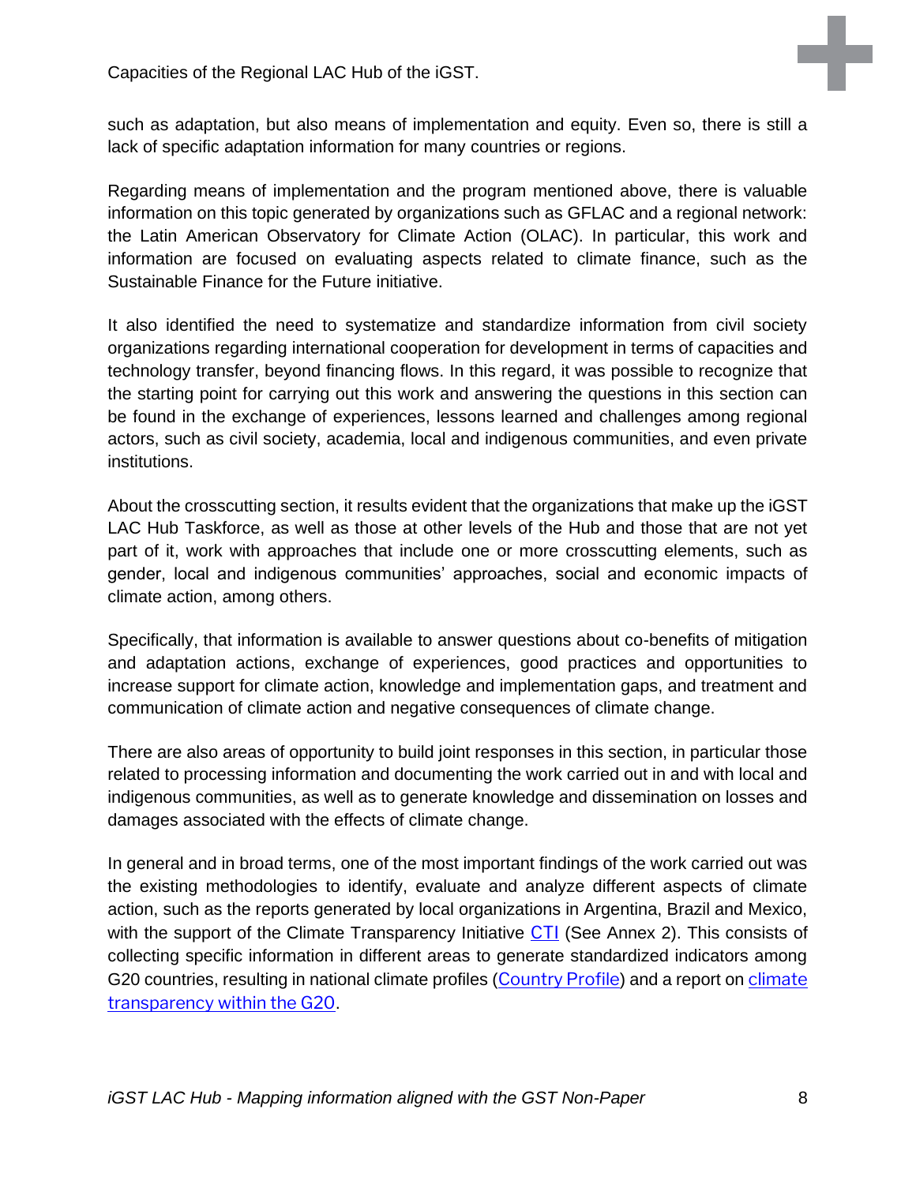such as adaptation, but also means of implementation and equity. Even so, there is still a lack of specific adaptation information for many countries or regions.

Regarding means of implementation and the program mentioned above, there is valuable information on this topic generated by organizations such as GFLAC and a regional network: the Latin American Observatory for Climate Action (OLAC). In particular, this work and information are focused on evaluating aspects related to climate finance, such as the Sustainable Finance for the Future initiative.

It also identified the need to systematize and standardize information from civil society organizations regarding international cooperation for development in terms of capacities and technology transfer, beyond financing flows. In this regard, it was possible to recognize that the starting point for carrying out this work and answering the questions in this section can be found in the exchange of experiences, lessons learned and challenges among regional actors, such as civil society, academia, local and indigenous communities, and even private institutions.

About the crosscutting section, it results evident that the organizations that make up the iGST LAC Hub Taskforce, as well as those at other levels of the Hub and those that are not yet part of it, work with approaches that include one or more crosscutting elements, such as gender, local and indigenous communities' approaches, social and economic impacts of climate action, among others.

Specifically, that information is available to answer questions about co-benefits of mitigation and adaptation actions, exchange of experiences, good practices and opportunities to increase support for climate action, knowledge and implementation gaps, and treatment and communication of climate action and negative consequences of climate change.

There are also areas of opportunity to build joint responses in this section, in particular those related to processing information and documenting the work carried out in and with local and indigenous communities, as well as to generate knowledge and dissemination on losses and damages associated with the effects of climate change.

In general and in broad terms, one of the most important findings of the work carried out was the existing methodologies to identify, evaluate and analyze different aspects of climate action, such as the reports generated by local organizations in Argentina, Brazil and Mexico, with the support of the Climate Transparency Initiative CTI (See Annex 2). This consists of collecting specific information in different areas to generate standardized indicators among G20 countries, resulting in national climate profiles (Country Profile) and a report on climate transparency within the G20.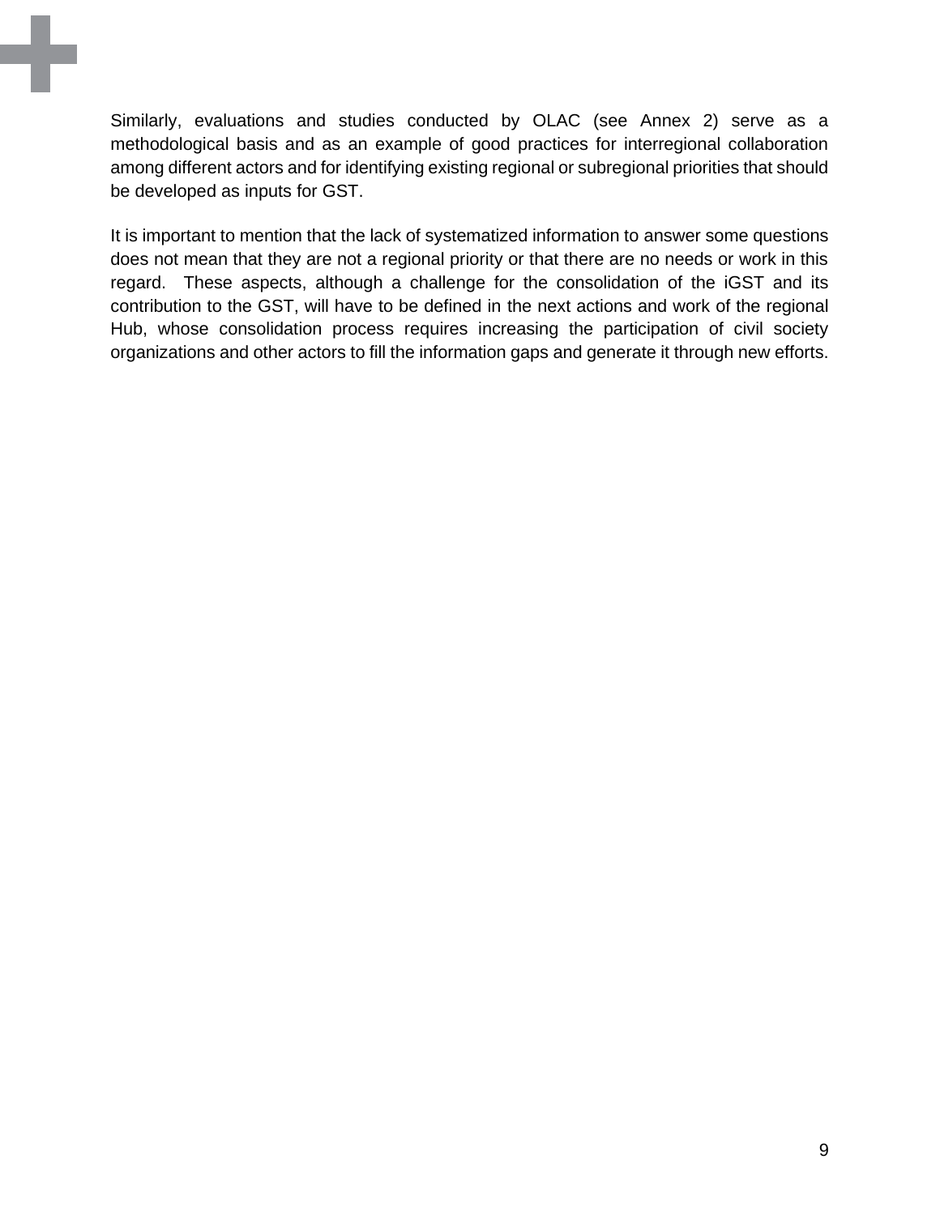Similarly, evaluations and studies conducted by OLAC (see Annex 2) serve as a methodological basis and as an example of good practices for interregional collaboration among different actors and for identifying existing regional or subregional priorities that should be developed as inputs for GST.

It is important to mention that the lack of systematized information to answer some questions does not mean that they are not a regional priority or that there are no needs or work in this regard. These aspects, although a challenge for the consolidation of the iGST and its contribution to the GST, will have to be defined in the next actions and work of the regional Hub, whose consolidation process requires increasing the participation of civil society organizations and other actors to fill the information gaps and generate it through new efforts.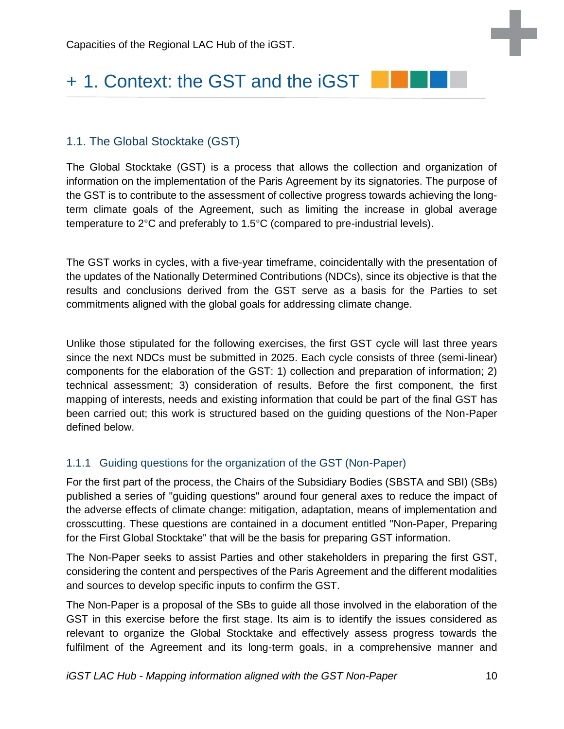# + 1. Context: the GST and the iGST

## 1.1. The Global Stocktake (GST)

The Global Stocktake (GST) is a process that allows the collection and organization of information on the implementation of the Paris Agreement by its signatories. The purpose of the GST is to contribute to the assessment of collective progress towards achieving the long-term climate goals of the Agreement, such as limiting the increase in global average temperature to 2°C and preferably to 1.5°C (compared to pre-industrial levels).

The GST works in cycles, with a five-year timeframe, coincidentally with the presentation of the updates of the Nationally Determined Contributions (NDCs), since its objective is that the results and conclusions derived from the GST serve as a basis for the Parties to set commitments aligned with the global goals for addressing climate change.

Unlike those stipulated for the following exercises, the first GST cycle will last three years since the next NDCs must be submitted in 2025. Each cycle consists of three (semi-linear) components for the elaboration of the GST: 1) collection and preparation of information; 2) technical assessment; 3) consideration of results. Before the first component, the first mapping of interests, needs and existing information that could be part of the final GST has been carried out; this work is structured based on the guiding questions of the Non-Paper defined below.

### 1.1.1 Guiding questions for the organization of the GST (Non-Paper)

For the first part of the process, the Chairs of the Subsidiary Bodies (SBSTA and SBI) (SBs) published a series of "guiding questions" around four general axes to reduce the impact of the adverse effects of climate change: mitigation, adaptation, means of implementation and crosscutting. These questions are contained in a document entitled "Non-Paper, Preparing for the First Global Stocktake" that will be the basis for preparing GST information.

The Non-Paper seeks to assist Parties and other stakeholders in preparing the first GST, considering the content and perspectives of the Paris Agreement and the different modalities and sources to develop specific inputs to confirm the GST.

The Non-Paper is a proposal of the SBs to guide all those involved in the elaboration of the GST in this exercise before the first stage. Its aim is to identify the issues considered as relevant to organize the Global Stocktake and effectively assess progress towards the fulfilment of the Agreement and its long-term goals, in a comprehensive manner and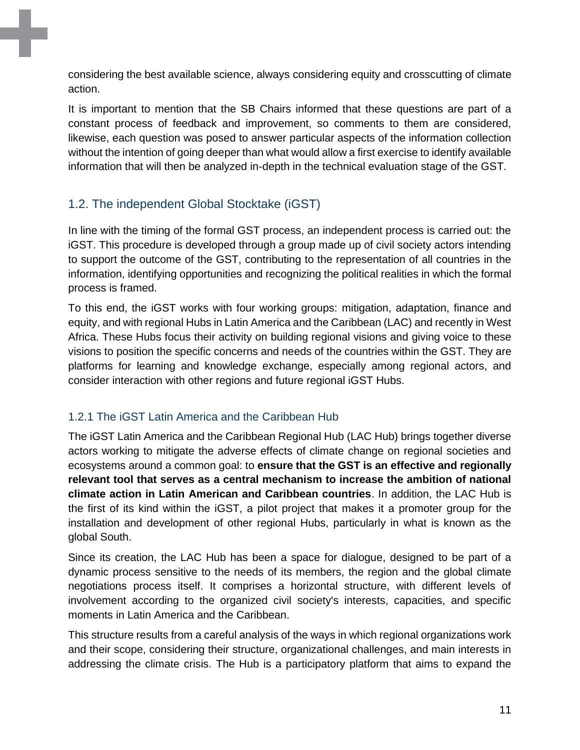considering the best available science, always considering equity and crosscutting of climate action.

It is important to mention that the SB Chairs informed that these questions are part of a constant process of feedback and improvement, so comments to them are considered, likewise, each question was posed to answer particular aspects of the information collection without the intention of going deeper than what would allow a first exercise to identify available information that will then be analyzed in-depth in the technical evaluation stage of the GST.

## 1.2. The independent Global Stocktake (iGST)

In line with the timing of the formal GST process, an independent process is carried out: the iGST. This procedure is developed through a group made up of civil society actors intending to support the outcome of the GST, contributing to the representation of all countries in the information, identifying opportunities and recognizing the political realities in which the formal process is framed.

To this end, the iGST works with four working groups: mitigation, adaptation, finance and equity, and with regional Hubs in Latin America and the Caribbean (LAC) and recently in West Africa. These Hubs focus their activity on building regional visions and giving voice to these visions to position the specific concerns and needs of the countries within the GST. They are platforms for learning and knowledge exchange, especially among regional actors, and consider interaction with other regions and future regional iGST Hubs.

### 1.2.1 The iGST Latin America and the Caribbean Hub

The iGST Latin America and the Caribbean Regional Hub (LAC Hub) brings together diverse actors working to mitigate the adverse effects of climate change on regional societies and ecosystems around a common goal: to **ensure that the GST is an effective and regionally relevant tool that serves as a central mechanism to increase the ambition of national climate action in Latin American and Caribbean countries**. In addition, the LAC Hub is the first of its kind within the iGST, a pilot project that makes it a promoter group for the installation and development of other regional Hubs, particularly in what is known as the global South.

Since its creation, the LAC Hub has been a space for dialogue, designed to be part of a dynamic process sensitive to the needs of its members, the region and the global climate negotiations process itself. It comprises a horizontal structure, with different levels of involvement according to the organized civil society's interests, capacities, and specific moments in Latin America and the Caribbean.

This structure results from a careful analysis of the ways in which regional organizations work and their scope, considering their structure, organizational challenges, and main interests in addressing the climate crisis. The Hub is a participatory platform that aims to expand the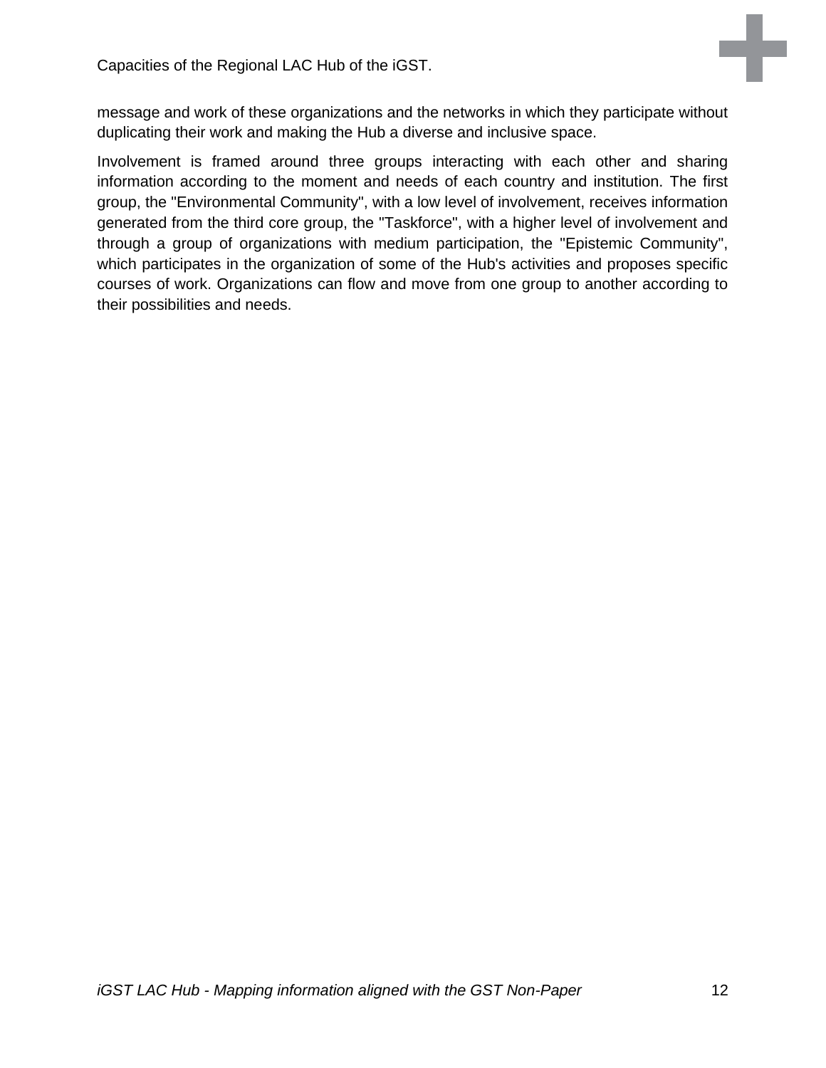message and work of these organizations and the networks in which they participate without duplicating their work and making the Hub a diverse and inclusive space.

Involvement is framed around three groups interacting with each other and sharing information according to the moment and needs of each country and institution. The first group, the "Environmental Community", with a low level of involvement, receives information generated from the third core group, the "Taskforce", with a higher level of involvement and through a group of organizations with medium participation, the "Epistemic Community", which participates in the organization of some of the Hub's activities and proposes specific courses of work. Organizations can flow and move from one group to another according to their possibilities and needs.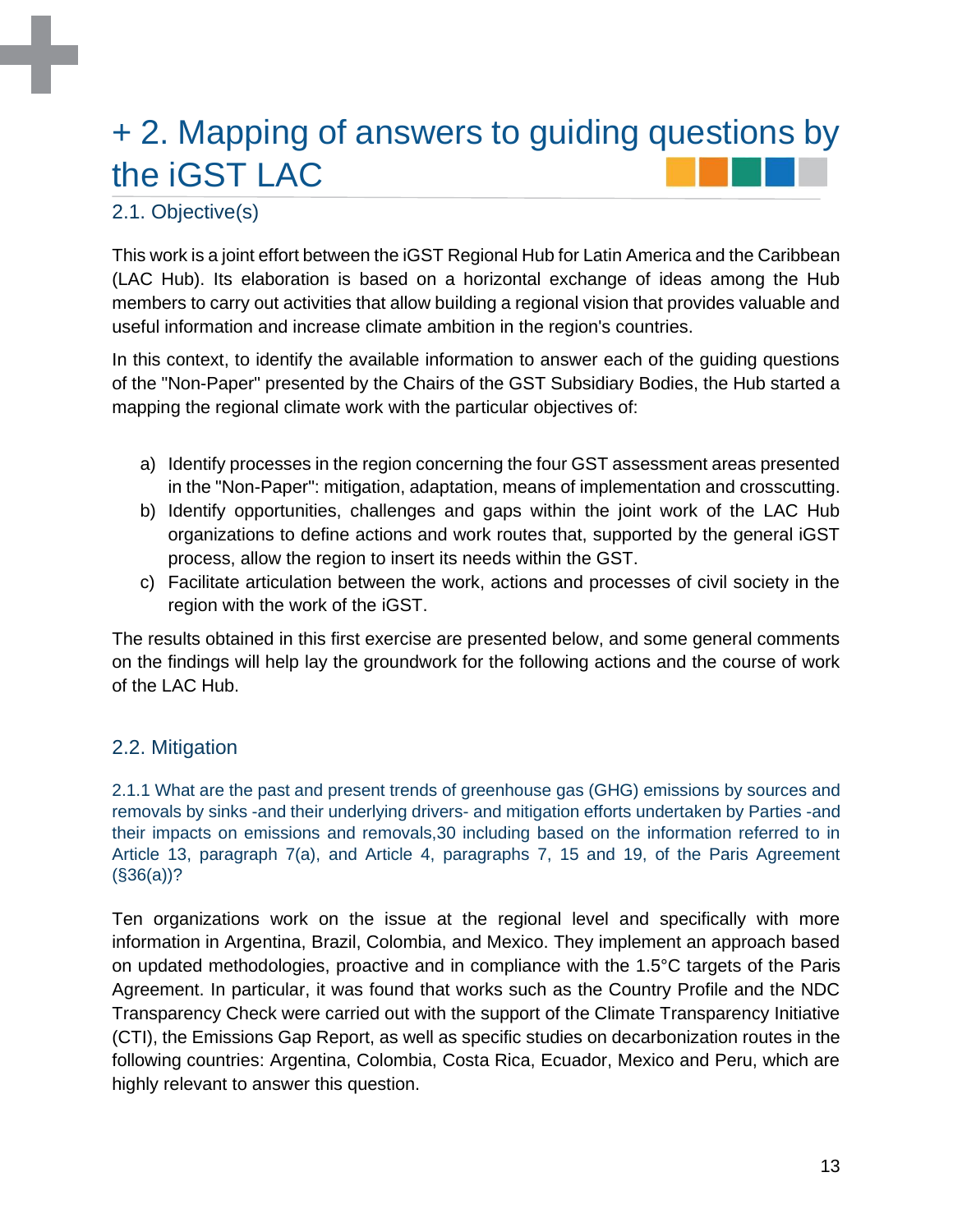# + 2. Mapping of answers to guiding questions by the iGST LAC

## 2.1. Objective(s)

This work is a joint effort between the iGST Regional Hub for Latin America and the Caribbean (LAC Hub). Its elaboration is based on a horizontal exchange of ideas among the Hub members to carry out activities that allow building a regional vision that provides valuable and useful information and increase climate ambition in the region's countries.

In this context, to identify the available information to answer each of the guiding questions of the "Non-Paper" presented by the Chairs of the GST Subsidiary Bodies, the Hub started a mapping the regional climate work with the particular objectives of:

a) Identify processes in the region concerning the four GST assessment areas presented in the "Non-Paper": mitigation, adaptation, means of implementation and crosscutting.
b) Identify opportunities, challenges and gaps within the joint work of the LAC Hub organizations to define actions and work routes that, supported by the general iGST process, allow the region to insert its needs within the GST.
c) Facilitate articulation between the work, actions and processes of civil society in the region with the work of the iGST.

The results obtained in this first exercise are presented below, and some general comments on the findings will help lay the groundwork for the following actions and the course of work of the LAC Hub.

## 2.2. Mitigation

### 2.1.1 What are the past and present trends of greenhouse gas (GHG) emissions by sources and removals by sinks -and their underlying drivers- and mitigation efforts undertaken by Parties -and their impacts on emissions and removals,30 including based on the information referred to in Article 13, paragraph 7(a), and Article 4, paragraphs 7, 15 and 19, of the Paris Agreement (§36(a))?

Ten organizations work on the issue at the regional level and specifically with more information in Argentina, Brazil, Colombia, and Mexico. They implement an approach based on updated methodologies, proactive and in compliance with the 1.5°C targets of the Paris Agreement. In particular, it was found that works such as the Country Profile and the NDC Transparency Check were carried out with the support of the Climate Transparency Initiative (CTI), the Emissions Gap Report, as well as specific studies on decarbonization routes in the following countries: Argentina, Colombia, Costa Rica, Ecuador, Mexico and Peru, which are highly relevant to answer this question.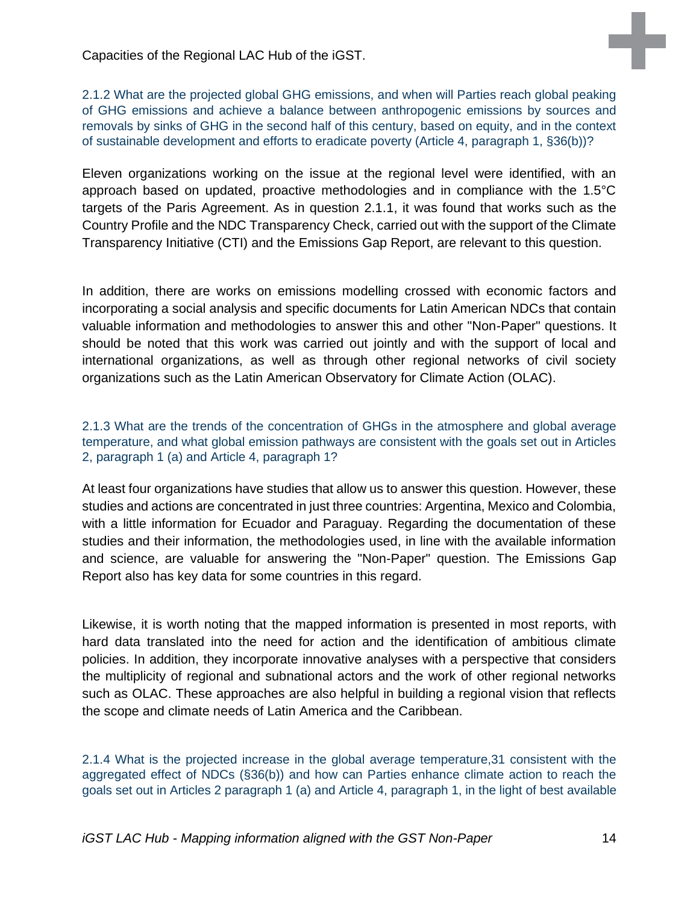Capacities of the Regional LAC Hub of the iGST.

### 2.1.2 What are the projected global GHG emissions, and when will Parties reach global peaking of GHG emissions and achieve a balance between anthropogenic emissions by sources and removals by sinks of GHG in the second half of this century, based on equity, and in the context of sustainable development and efforts to eradicate poverty (Article 4, paragraph 1, §36(b))?

Eleven organizations working on the issue at the regional level were identified, with an approach based on updated, proactive methodologies and in compliance with the 1.5°C targets of the Paris Agreement. As in question 2.1.1, it was found that works such as the Country Profile and the NDC Transparency Check, carried out with the support of the Climate Transparency Initiative (CTI) and the Emissions Gap Report, are relevant to this question.

In addition, there are works on emissions modelling crossed with economic factors and incorporating a social analysis and specific documents for Latin American NDCs that contain valuable information and methodologies to answer this and other "Non-Paper" questions. It should be noted that this work was carried out jointly and with the support of local and international organizations, as well as through other regional networks of civil society organizations such as the Latin American Observatory for Climate Action (OLAC).

### 2.1.3 What are the trends of the concentration of GHGs in the atmosphere and global average temperature, and what global emission pathways are consistent with the goals set out in Articles 2, paragraph 1 (a) and Article 4, paragraph 1?

At least four organizations have studies that allow us to answer this question. However, these studies and actions are concentrated in just three countries: Argentina, Mexico and Colombia, with a little information for Ecuador and Paraguay. Regarding the documentation of these studies and their information, the methodologies used, in line with the available information and science, are valuable for answering the "Non-Paper" question. The Emissions Gap Report also has key data for some countries in this regard.

Likewise, it is worth noting that the mapped information is presented in most reports, with hard data translated into the need for action and the identification of ambitious climate policies. In addition, they incorporate innovative analyses with a perspective that considers the multiplicity of regional and subnational actors and the work of other regional networks such as OLAC. These approaches are also helpful in building a regional vision that reflects the scope and climate needs of Latin America and the Caribbean.

### 2.1.4 What is the projected increase in the global average temperature,[31] consistent with the aggregated effect of NDCs (§36(b)) and how can Parties enhance climate action to reach the goals set out in Articles 2 paragraph 1 (a) and Article 4, paragraph 1, in the light of best available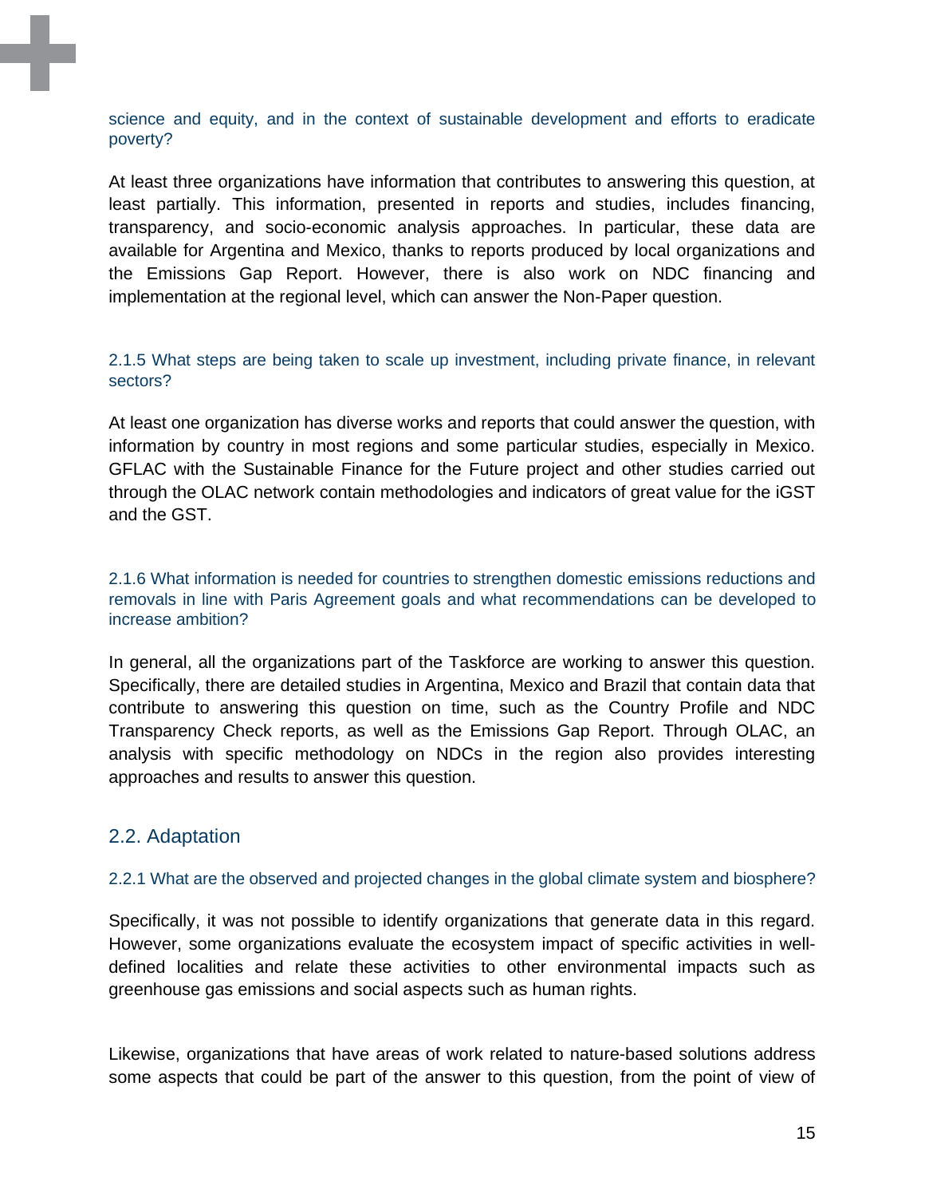science and equity, and in the context of sustainable development and efforts to eradicate poverty?

At least three organizations have information that contributes to answering this question, at least partially. This information, presented in reports and studies, includes financing, transparency, and socio-economic analysis approaches. In particular, these data are available for Argentina and Mexico, thanks to reports produced by local organizations and the Emissions Gap Report. However, there is also work on NDC financing and implementation at the regional level, which can answer the Non-Paper question.

#### 2.1.5 What steps are being taken to scale up investment, including private finance, in relevant sectors?

At least one organization has diverse works and reports that could answer the question, with information by country in most regions and some particular studies, especially in Mexico. GFLAC with the Sustainable Finance for the Future project and other studies carried out through the OLAC network contain methodologies and indicators of great value for the iGST and the GST.

#### 2.1.6 What information is needed for countries to strengthen domestic emissions reductions and removals in line with Paris Agreement goals and what recommendations can be developed to increase ambition?

In general, all the organizations part of the Taskforce are working to answer this question. Specifically, there are detailed studies in Argentina, Mexico and Brazil that contain data that contribute to answering this question on time, such as the Country Profile and NDC Transparency Check reports, as well as the Emissions Gap Report. Through OLAC, an analysis with specific methodology on NDCs in the region also provides interesting approaches and results to answer this question.

### 2.2. Adaptation

#### 2.2.1 What are the observed and projected changes in the global climate system and biosphere?

Specifically, it was not possible to identify organizations that generate data in this regard. However, some organizations evaluate the ecosystem impact of specific activities in well-defined localities and relate these activities to other environmental impacts such as greenhouse gas emissions and social aspects such as human rights.

Likewise, organizations that have areas of work related to nature-based solutions address some aspects that could be part of the answer to this question, from the point of view of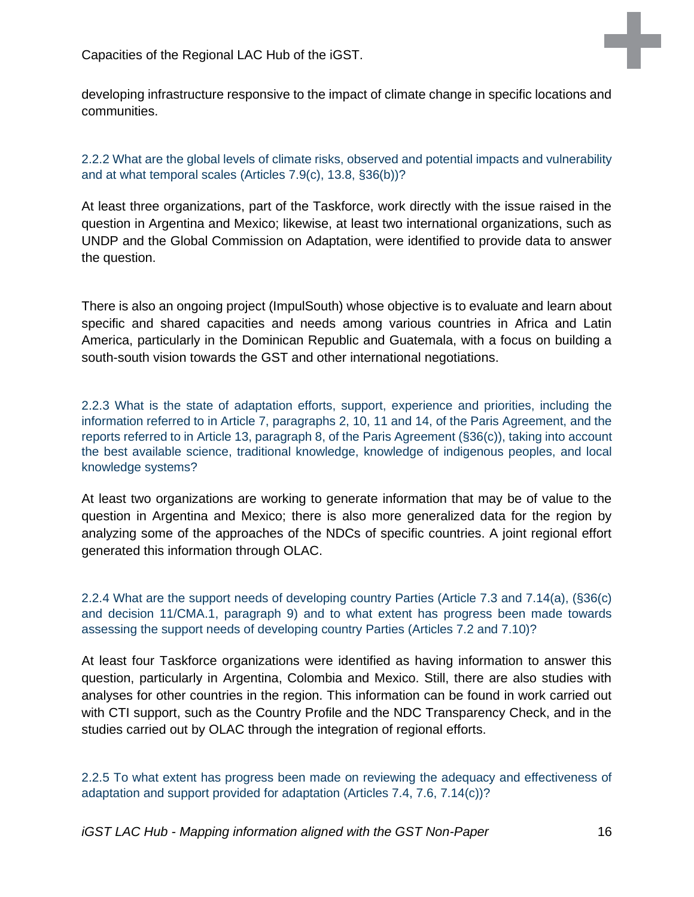developing infrastructure responsive to the impact of climate change in specific locations and communities.

### 2.2.2 What are the global levels of climate risks, observed and potential impacts and vulnerability and at what temporal scales (Articles 7.9(c), 13.8, §36(b))?

At least three organizations, part of the Taskforce, work directly with the issue raised in the question in Argentina and Mexico; likewise, at least two international organizations, such as UNDP and the Global Commission on Adaptation, were identified to provide data to answer the question.

There is also an ongoing project (ImpulSouth) whose objective is to evaluate and learn about specific and shared capacities and needs among various countries in Africa and Latin America, particularly in the Dominican Republic and Guatemala, with a focus on building a south-south vision towards the GST and other international negotiations.

### 2.2.3 What is the state of adaptation efforts, support, experience and priorities, including the information referred to in Article 7, paragraphs 2, 10, 11 and 14, of the Paris Agreement, and the reports referred to in Article 13, paragraph 8, of the Paris Agreement (§36(c)), taking into account the best available science, traditional knowledge, knowledge of indigenous peoples, and local knowledge systems?

At least two organizations are working to generate information that may be of value to the question in Argentina and Mexico; there is also more generalized data for the region by analyzing some of the approaches of the NDCs of specific countries. A joint regional effort generated this information through OLAC.

### 2.2.4 What are the support needs of developing country Parties (Article 7.3 and 7.14(a), (§36(c) and decision 11/CMA.1, paragraph 9) and to what extent has progress been made towards assessing the support needs of developing country Parties (Articles 7.2 and 7.10)?

At least four Taskforce organizations were identified as having information to answer this question, particularly in Argentina, Colombia and Mexico. Still, there are also studies with analyses for other countries in the region. This information can be found in work carried out with CTI support, such as the Country Profile and the NDC Transparency Check, and in the studies carried out by OLAC through the integration of regional efforts.

### 2.2.5 To what extent has progress been made on reviewing the adequacy and effectiveness of adaptation and support provided for adaptation (Articles 7.4, 7.6, 7.14(c))?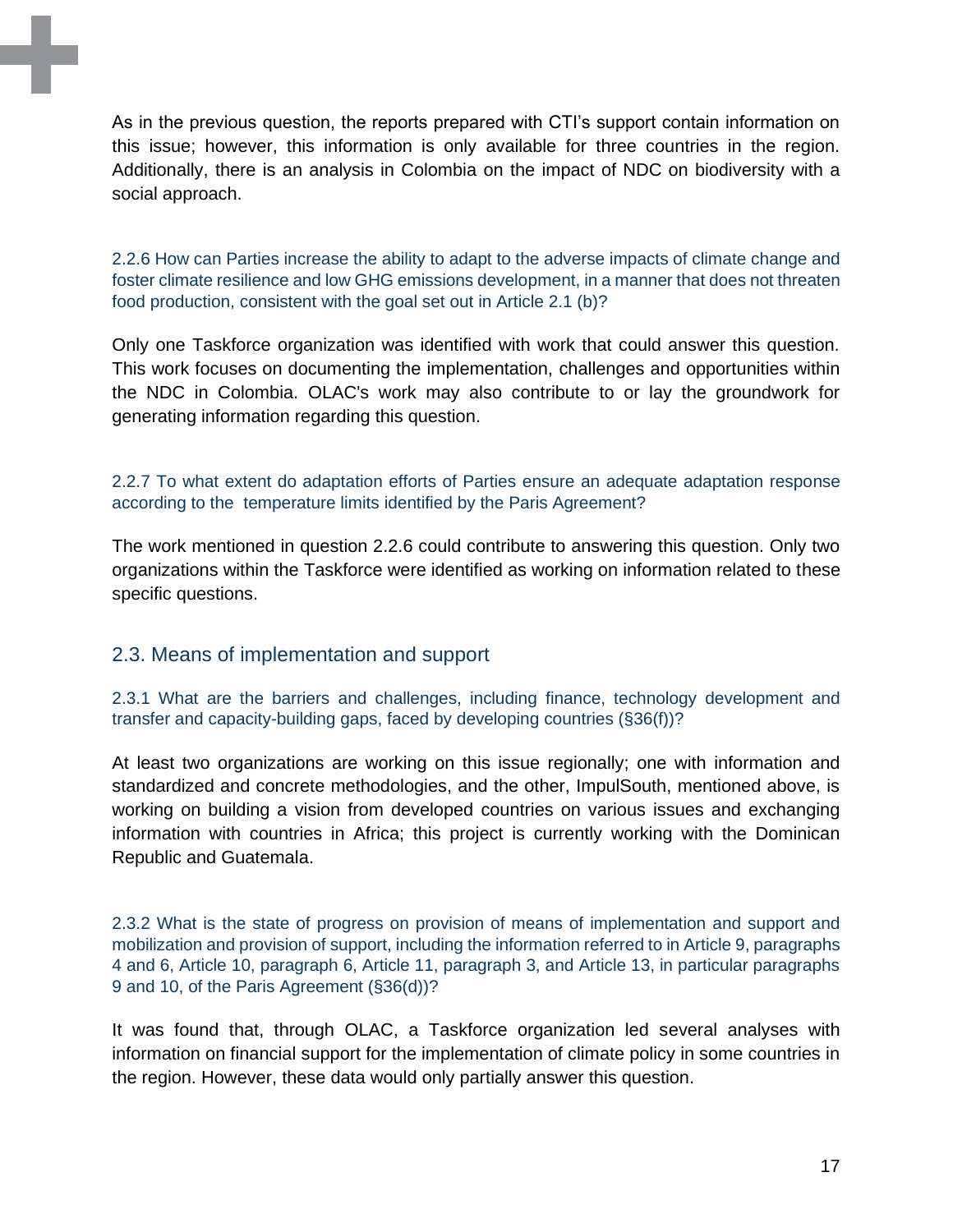As in the previous question, the reports prepared with CTI's support contain information on this issue; however, this information is only available for three countries in the region. Additionally, there is an analysis in Colombia on the impact of NDC on biodiversity with a social approach.

#### 2.2.6 How can Parties increase the ability to adapt to the adverse impacts of climate change and foster climate resilience and low GHG emissions development, in a manner that does not threaten food production, consistent with the goal set out in Article 2.1 (b)?

Only one Taskforce organization was identified with work that could answer this question. This work focuses on documenting the implementation, challenges and opportunities within the NDC in Colombia. OLAC's work may also contribute to or lay the groundwork for generating information regarding this question.

#### 2.2.7 To what extent do adaptation efforts of Parties ensure an adequate adaptation response according to the temperature limits identified by the Paris Agreement?

The work mentioned in question 2.2.6 could contribute to answering this question. Only two organizations within the Taskforce were identified as working on information related to these specific questions.

### 2.3. Means of implementation and support

#### 2.3.1 What are the barriers and challenges, including finance, technology development and transfer and capacity-building gaps, faced by developing countries (§36(f))?

At least two organizations are working on this issue regionally; one with information and standardized and concrete methodologies, and the other, ImpulSouth, mentioned above, is working on building a vision from developed countries on various issues and exchanging information with countries in Africa; this project is currently working with the Dominican Republic and Guatemala.

#### 2.3.2 What is the state of progress on provision of means of implementation and support and mobilization and provision of support, including the information referred to in Article 9, paragraphs 4 and 6, Article 10, paragraph 6, Article 11, paragraph 3, and Article 13, in particular paragraphs 9 and 10, of the Paris Agreement (§36(d))?

It was found that, through OLAC, a Taskforce organization led several analyses with information on financial support for the implementation of climate policy in some countries in the region. However, these data would only partially answer this question.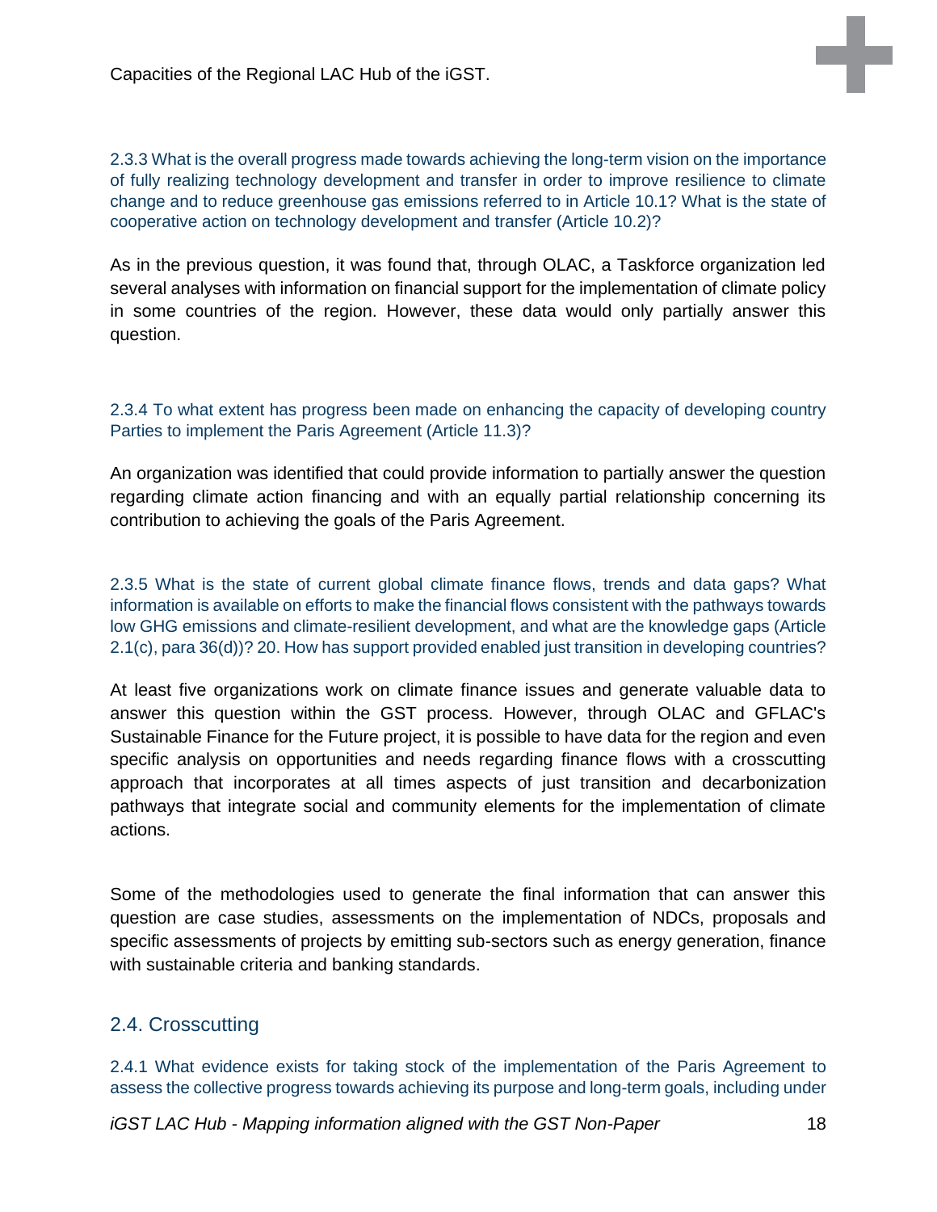2.3.3 What is the overall progress made towards achieving the long-term vision on the importance of fully realizing technology development and transfer in order to improve resilience to climate change and to reduce greenhouse gas emissions referred to in Article 10.1? What is the state of cooperative action on technology development and transfer (Article 10.2)?

As in the previous question, it was found that, through OLAC, a Taskforce organization led several analyses with information on financial support for the implementation of climate policy in some countries of the region. However, these data would only partially answer this question.

2.3.4 To what extent has progress been made on enhancing the capacity of developing country Parties to implement the Paris Agreement (Article 11.3)?

An organization was identified that could provide information to partially answer the question regarding climate action financing and with an equally partial relationship concerning its contribution to achieving the goals of the Paris Agreement.

2.3.5 What is the state of current global climate finance flows, trends and data gaps? What information is available on efforts to make the financial flows consistent with the pathways towards low GHG emissions and climate-resilient development, and what are the knowledge gaps (Article 2.1(c), para 36(d))? 20. How has support provided enabled just transition in developing countries?

At least five organizations work on climate finance issues and generate valuable data to answer this question within the GST process. However, through OLAC and GFLAC's Sustainable Finance for the Future project, it is possible to have data for the region and even specific analysis on opportunities and needs regarding finance flows with a crosscutting approach that incorporates at all times aspects of just transition and decarbonization pathways that integrate social and community elements for the implementation of climate actions.

Some of the methodologies used to generate the final information that can answer this question are case studies, assessments on the implementation of NDCs, proposals and specific assessments of projects by emitting sub-sectors such as energy generation, finance with sustainable criteria and banking standards.

## 2.4. Crosscutting

2.4.1 What evidence exists for taking stock of the implementation of the Paris Agreement to assess the collective progress towards achieving its purpose and long-term goals, including under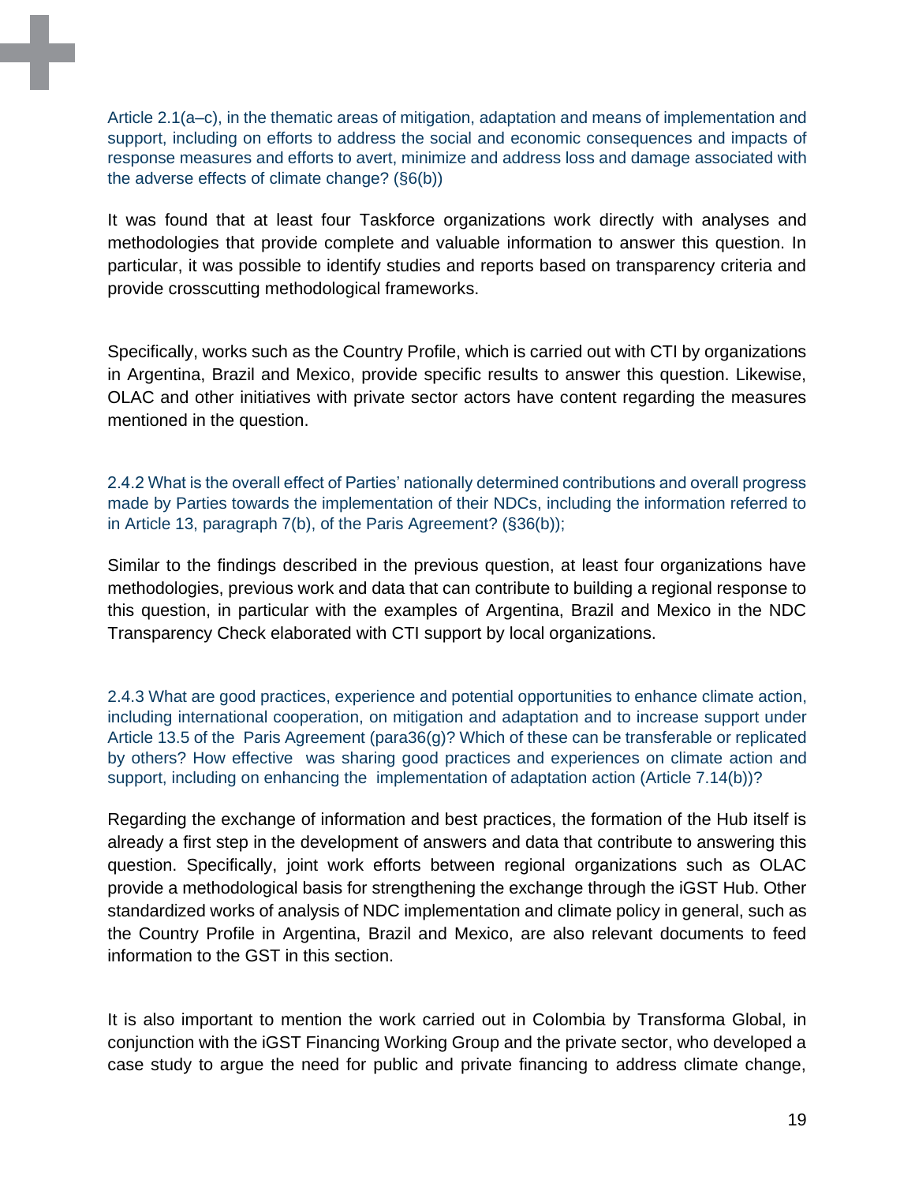Article 2.1(a–c), in the thematic areas of mitigation, adaptation and means of implementation and support, including on efforts to address the social and economic consequences and impacts of response measures and efforts to avert, minimize and address loss and damage associated with the adverse effects of climate change? (§6(b))

It was found that at least four Taskforce organizations work directly with analyses and methodologies that provide complete and valuable information to answer this question. In particular, it was possible to identify studies and reports based on transparency criteria and provide crosscutting methodological frameworks.

Specifically, works such as the Country Profile, which is carried out with CTI by organizations in Argentina, Brazil and Mexico, provide specific results to answer this question. Likewise, OLAC and other initiatives with private sector actors have content regarding the measures mentioned in the question.

### 2.4.2 What is the overall effect of Parties' nationally determined contributions and overall progress made by Parties towards the implementation of their NDCs, including the information referred to in Article 13, paragraph 7(b), of the Paris Agreement? (§36(b));

Similar to the findings described in the previous question, at least four organizations have methodologies, previous work and data that can contribute to building a regional response to this question, in particular with the examples of Argentina, Brazil and Mexico in the NDC Transparency Check elaborated with CTI support by local organizations.

### 2.4.3 What are good practices, experience and potential opportunities to enhance climate action, including international cooperation, on mitigation and adaptation and to increase support under Article 13.5 of the Paris Agreement (para36(g)? Which of these can be transferable or replicated by others? How effective was sharing good practices and experiences on climate action and support, including on enhancing the implementation of adaptation action (Article 7.14(b))?

Regarding the exchange of information and best practices, the formation of the Hub itself is already a first step in the development of answers and data that contribute to answering this question. Specifically, joint work efforts between regional organizations such as OLAC provide a methodological basis for strengthening the exchange through the iGST Hub. Other standardized works of analysis of NDC implementation and climate policy in general, such as the Country Profile in Argentina, Brazil and Mexico, are also relevant documents to feed information to the GST in this section.

It is also important to mention the work carried out in Colombia by Transforma Global, in conjunction with the iGST Financing Working Group and the private sector, who developed a case study to argue the need for public and private financing to address climate change,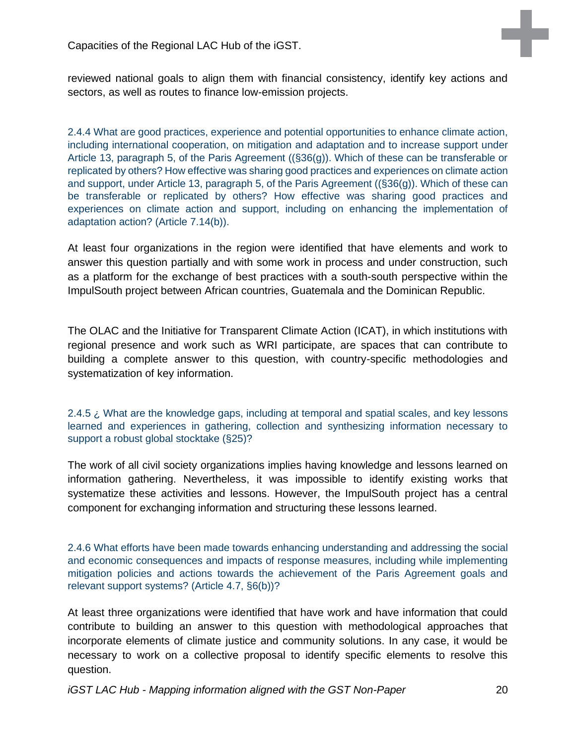reviewed national goals to align them with financial consistency, identify key actions and sectors, as well as routes to finance low-emission projects.

### 2.4.4 What are good practices, experience and potential opportunities to enhance climate action, including international cooperation, on mitigation and adaptation and to increase support under Article 13, paragraph 5, of the Paris Agreement ((§36(g)). Which of these can be transferable or replicated by others? How effective was sharing good practices and experiences on climate action and support, under Article 13, paragraph 5, of the Paris Agreement ((§36(g)). Which of these can be transferable or replicated by others? How effective was sharing good practices and experiences on climate action and support, including on enhancing the implementation of adaptation action? (Article 7.14(b)).

At least four organizations in the region were identified that have elements and work to answer this question partially and with some work in process and under construction, such as a platform for the exchange of best practices with a south-south perspective within the ImpulSouth project between African countries, Guatemala and the Dominican Republic.

The OLAC and the Initiative for Transparent Climate Action (ICAT), in which institutions with regional presence and work such as WRI participate, are spaces that can contribute to building a complete answer to this question, with country-specific methodologies and systematization of key information.

### 2.4.5 ¿ What are the knowledge gaps, including at temporal and spatial scales, and key lessons learned and experiences in gathering, collection and synthesizing information necessary to support a robust global stocktake (§25)?

The work of all civil society organizations implies having knowledge and lessons learned on information gathering. Nevertheless, it was impossible to identify existing works that systematize these activities and lessons. However, the ImpulSouth project has a central component for exchanging information and structuring these lessons learned.

### 2.4.6 What efforts have been made towards enhancing understanding and addressing the social and economic consequences and impacts of response measures, including while implementing mitigation policies and actions towards the achievement of the Paris Agreement goals and relevant support systems? (Article 4.7, §6(b))?

At least three organizations were identified that have work and have information that could contribute to building an answer to this question with methodological approaches that incorporate elements of climate justice and community solutions. In any case, it would be necessary to work on a collective proposal to identify specific elements to resolve this question.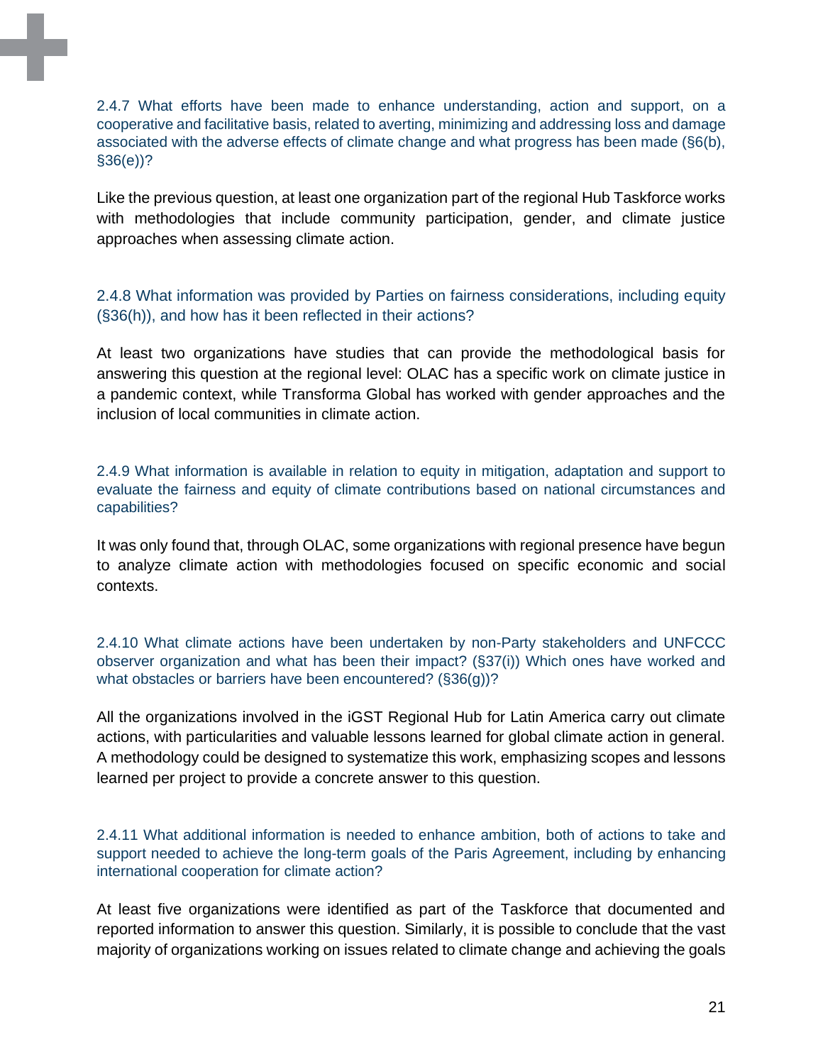### 2.4.7 What efforts have been made to enhance understanding, action and support, on a cooperative and facilitative basis, related to averting, minimizing and addressing loss and damage associated with the adverse effects of climate change and what progress has been made (§6(b), §36(e))?

Like the previous question, at least one organization part of the regional Hub Taskforce works with methodologies that include community participation, gender, and climate justice approaches when assessing climate action.

### 2.4.8 What information was provided by Parties on fairness considerations, including equity (§36(h)), and how has it been reflected in their actions?

At least two organizations have studies that can provide the methodological basis for answering this question at the regional level: OLAC has a specific work on climate justice in a pandemic context, while Transforma Global has worked with gender approaches and the inclusion of local communities in climate action.

### 2.4.9 What information is available in relation to equity in mitigation, adaptation and support to evaluate the fairness and equity of climate contributions based on national circumstances and capabilities?

It was only found that, through OLAC, some organizations with regional presence have begun to analyze climate action with methodologies focused on specific economic and social contexts.

### 2.4.10 What climate actions have been undertaken by non-Party stakeholders and UNFCCC observer organization and what has been their impact? (§37(i)) Which ones have worked and what obstacles or barriers have been encountered? (§36(g))?

All the organizations involved in the iGST Regional Hub for Latin America carry out climate actions, with particularities and valuable lessons learned for global climate action in general. A methodology could be designed to systematize this work, emphasizing scopes and lessons learned per project to provide a concrete answer to this question.

### 2.4.11 What additional information is needed to enhance ambition, both of actions to take and support needed to achieve the long-term goals of the Paris Agreement, including by enhancing international cooperation for climate action?

At least five organizations were identified as part of the Taskforce that documented and reported information to answer this question. Similarly, it is possible to conclude that the vast majority of organizations working on issues related to climate change and achieving the goals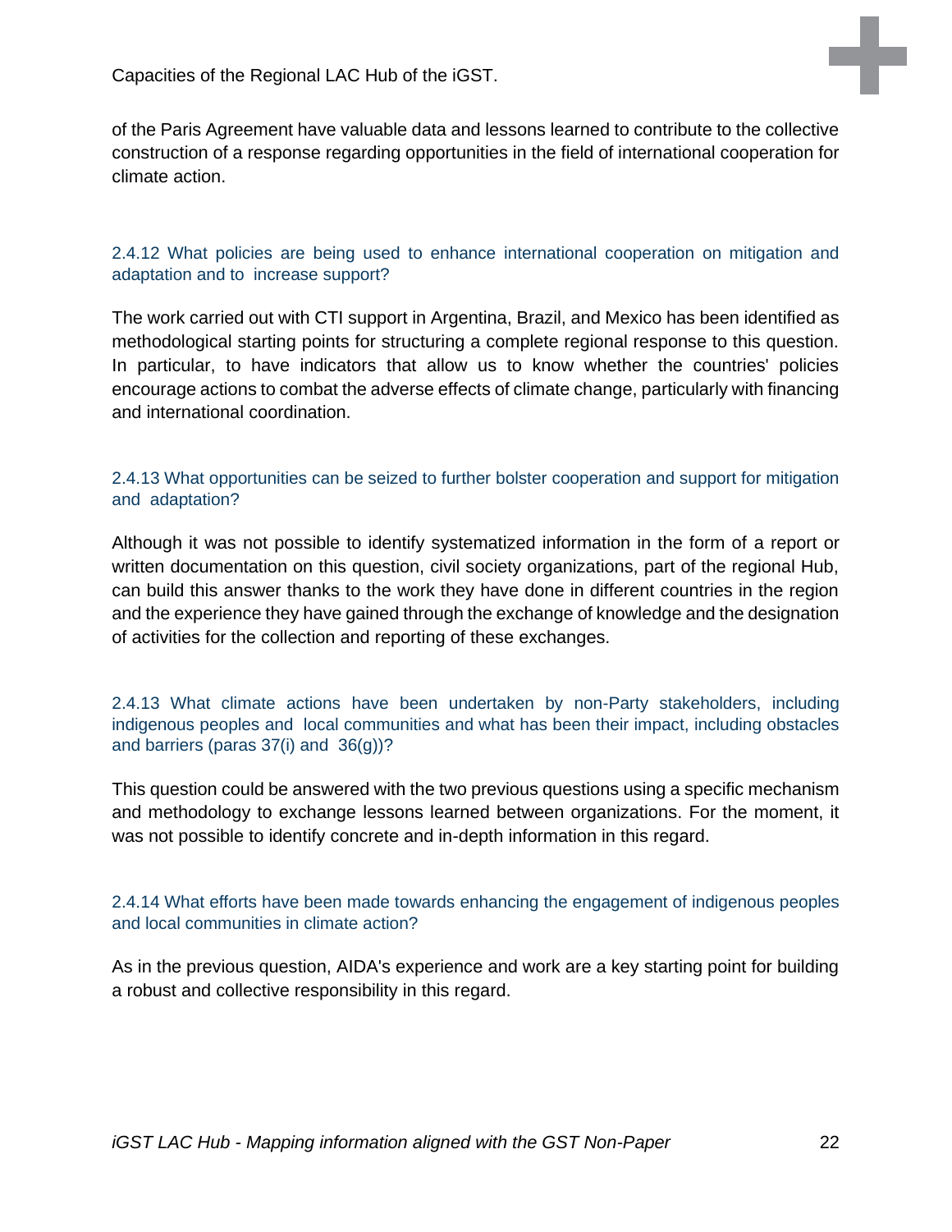of the Paris Agreement have valuable data and lessons learned to contribute to the collective construction of a response regarding opportunities in the field of international cooperation for climate action.

### 2.4.12 What policies are being used to enhance international cooperation on mitigation and adaptation and to increase support?

The work carried out with CTI support in Argentina, Brazil, and Mexico has been identified as methodological starting points for structuring a complete regional response to this question. In particular, to have indicators that allow us to know whether the countries' policies encourage actions to combat the adverse effects of climate change, particularly with financing and international coordination.

### 2.4.13 What opportunities can be seized to further bolster cooperation and support for mitigation and adaptation?

Although it was not possible to identify systematized information in the form of a report or written documentation on this question, civil society organizations, part of the regional Hub, can build this answer thanks to the work they have done in different countries in the region and the experience they have gained through the exchange of knowledge and the designation of activities for the collection and reporting of these exchanges.

### 2.4.13 What climate actions have been undertaken by non-Party stakeholders, including indigenous peoples and local communities and what has been their impact, including obstacles and barriers (paras 37(i) and 36(g))?

This question could be answered with the two previous questions using a specific mechanism and methodology to exchange lessons learned between organizations. For the moment, it was not possible to identify concrete and in-depth information in this regard.

### 2.4.14 What efforts have been made towards enhancing the engagement of indigenous peoples and local communities in climate action?

As in the previous question, AIDA's experience and work are a key starting point for building a robust and collective responsibility in this regard.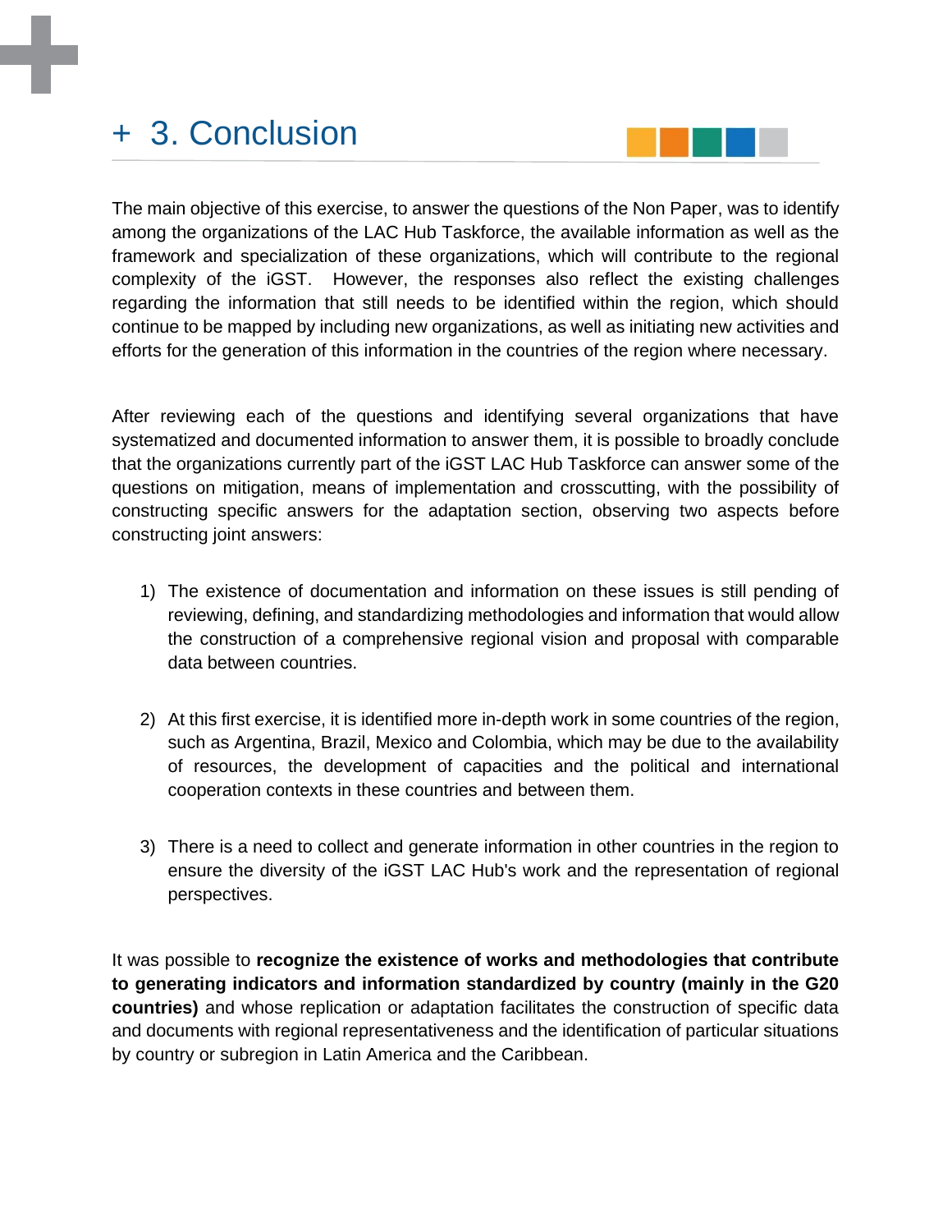# + 3. Conclusion

The main objective of this exercise, to answer the questions of the Non Paper, was to identify among the organizations of the LAC Hub Taskforce, the available information as well as the framework and specialization of these organizations, which will contribute to the regional complexity of the iGST. However, the responses also reflect the existing challenges regarding the information that still needs to be identified within the region, which should continue to be mapped by including new organizations, as well as initiating new activities and efforts for the generation of this information in the countries of the region where necessary.

After reviewing each of the questions and identifying several organizations that have systematized and documented information to answer them, it is possible to broadly conclude that the organizations currently part of the iGST LAC Hub Taskforce can answer some of the questions on mitigation, means of implementation and crosscutting, with the possibility of constructing specific answers for the adaptation section, observing two aspects before constructing joint answers:

1) The existence of documentation and information on these issues is still pending of reviewing, defining, and standardizing methodologies and information that would allow the construction of a comprehensive regional vision and proposal with comparable data between countries.

2) At this first exercise, it is identified more in-depth work in some countries of the region, such as Argentina, Brazil, Mexico and Colombia, which may be due to the availability of resources, the development of capacities and the political and international cooperation contexts in these countries and between them.

3) There is a need to collect and generate information in other countries in the region to ensure the diversity of the iGST LAC Hub's work and the representation of regional perspectives.

It was possible to **recognize the existence of works and methodologies that contribute to generating indicators and information standardized by country (mainly in the G20 countries)** and whose replication or adaptation facilitates the construction of specific data and documents with regional representativeness and the identification of particular situations by country or subregion in Latin America and the Caribbean.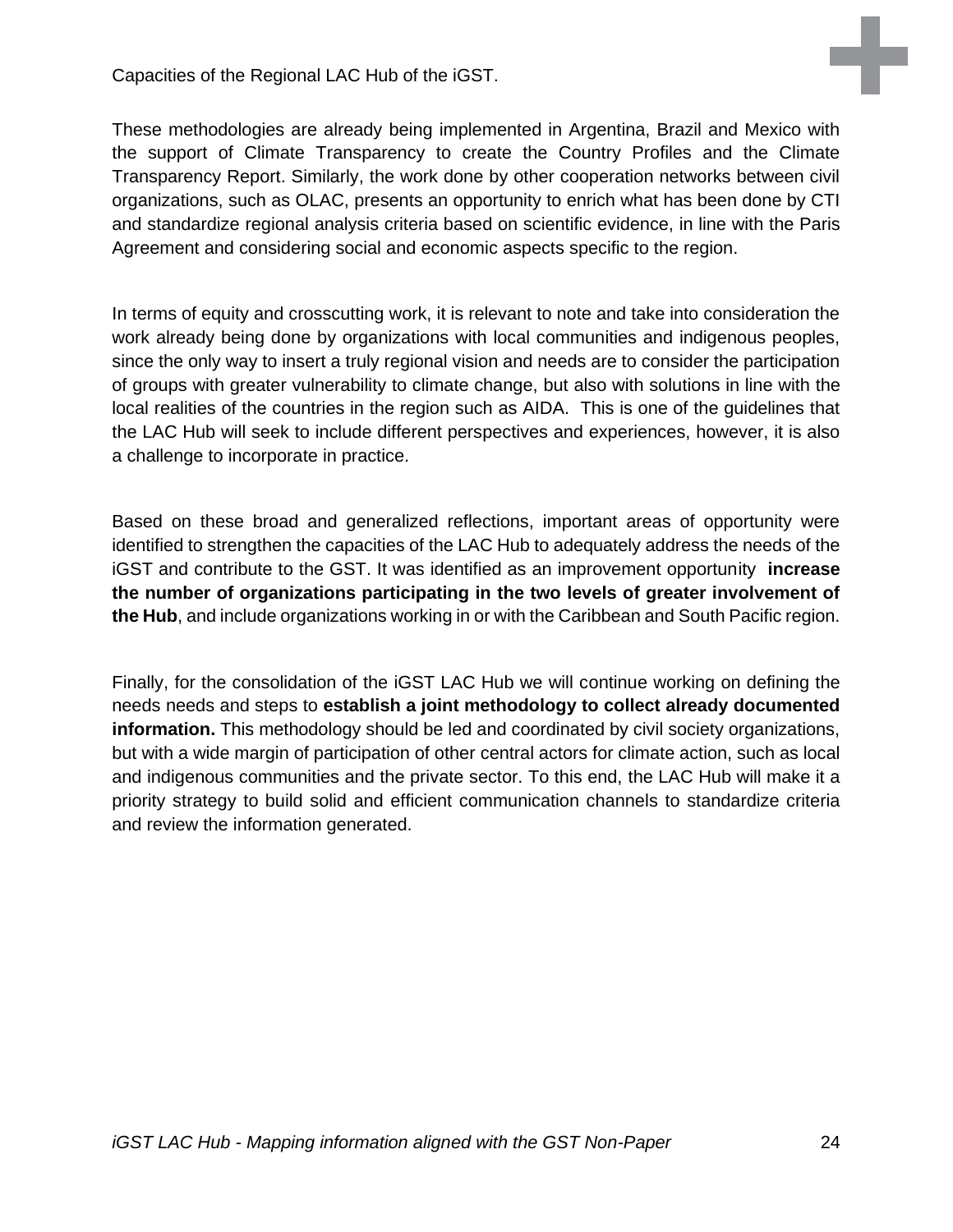Capacities of the Regional LAC Hub of the iGST.

These methodologies are already being implemented in Argentina, Brazil and Mexico with the support of Climate Transparency to create the Country Profiles and the Climate Transparency Report. Similarly, the work done by other cooperation networks between civil organizations, such as OLAC, presents an opportunity to enrich what has been done by CTI and standardize regional analysis criteria based on scientific evidence, in line with the Paris Agreement and considering social and economic aspects specific to the region.

In terms of equity and crosscutting work, it is relevant to note and take into consideration the work already being done by organizations with local communities and indigenous peoples, since the only way to insert a truly regional vision and needs are to consider the participation of groups with greater vulnerability to climate change, but also with solutions in line with the local realities of the countries in the region such as AIDA. This is one of the guidelines that the LAC Hub will seek to include different perspectives and experiences, however, it is also a challenge to incorporate in practice.

Based on these broad and generalized reflections, important areas of opportunity were identified to strengthen the capacities of the LAC Hub to adequately address the needs of the iGST and contribute to the GST. It was identified as an improvement opportunity **increase the number of organizations participating in the two levels of greater involvement of the Hub**, and include organizations working in or with the Caribbean and South Pacific region.

Finally, for the consolidation of the iGST LAC Hub we will continue working on defining the needs needs and steps to **establish a joint methodology to collect already documented information.** This methodology should be led and coordinated by civil society organizations, but with a wide margin of participation of other central actors for climate action, such as local and indigenous communities and the private sector. To this end, the LAC Hub will make it a priority strategy to build solid and efficient communication channels to standardize criteria and review the information generated.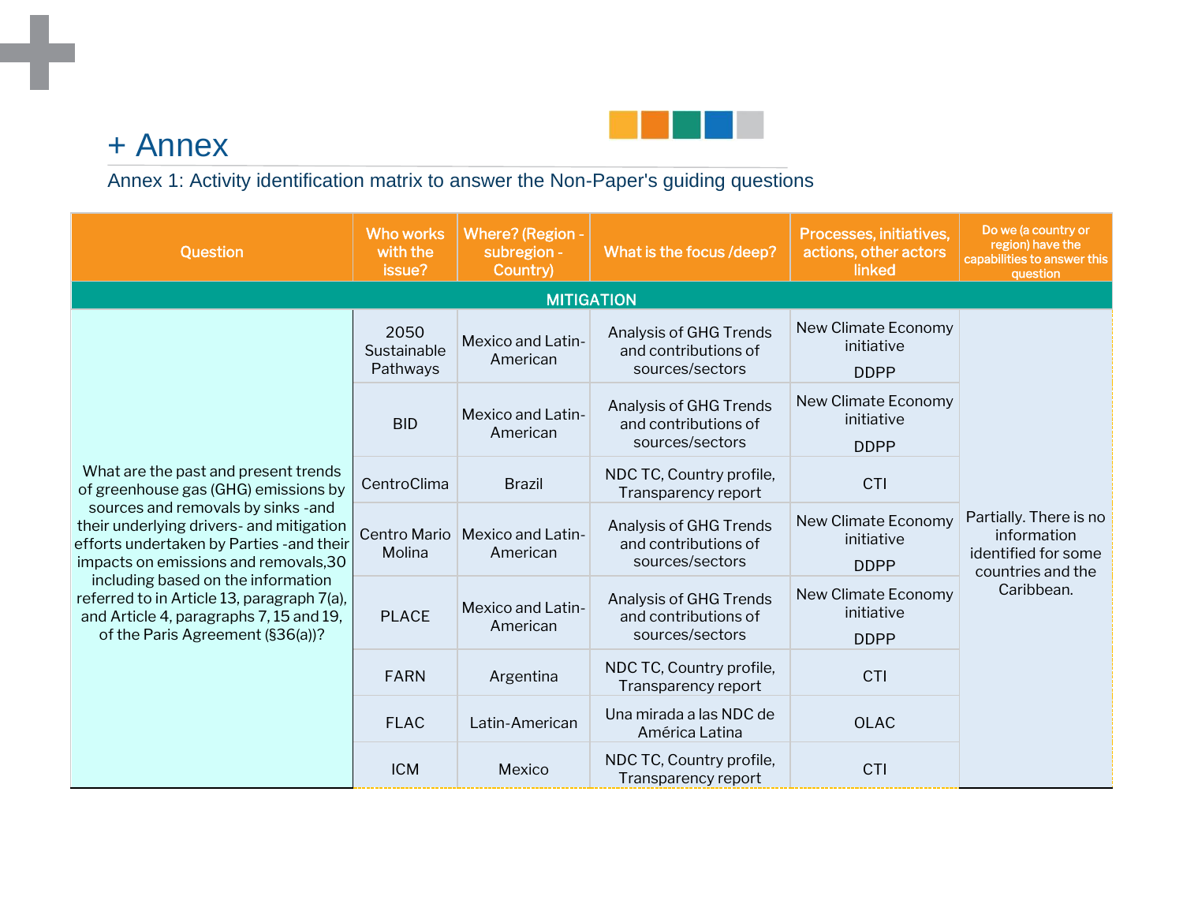# + Annex

Annex 1: Activity identification matrix to answer the Non-Paper's guiding questions

| Question | Who works with the issue? | Where? (Region - subregion - Country) | What is the focus /deep? | Processes, initiatives, actions, other actors linked | Do we (a country or region) have the capabilities to answer this question |
|---|---|---|---|---|---|
| **MITIGATION** | | | | | |
| What are the past and present trends of greenhouse gas (GHG) emissions by sources and removals by sinks -and their underlying drivers- and mitigation efforts undertaken by Parties -and their impacts on emissions and removals,30 including based on the information referred to in Article 13, paragraph 7(a), and Article 4, paragraphs 7, 15 and 19, of the Paris Agreement (§36(a))? | 2050 Sustainable Pathways | Mexico and Latin-American | Analysis of GHG Trends and contributions of sources/sectors | New Climate Economy initiative<br>DDPP | Partially. There is no information identified for some countries and the Caribbean. |
| | BID | Mexico and Latin-American | Analysis of GHG Trends and contributions of sources/sectors | New Climate Economy initiative<br>DDPP | |
| | CentroClima | Brazil | NDC TC, Country profile, Transparency report | CTI | |
| | Centro Mario Molina | Mexico and Latin-American | Analysis of GHG Trends and contributions of sources/sectors | New Climate Economy initiative<br>DDPP | |
| | PLACE | Mexico and Latin-American | Analysis of GHG Trends and contributions of sources/sectors | New Climate Economy initiative<br>DDPP | |
| | FARN | Argentina | NDC TC, Country profile, Transparency report | CTI | |
| | FLAC | Latin-American | Una mirada a las NDC de América Latina | OLAC | |
| | ICM | Mexico | NDC TC, Country profile, Transparency report | CTI | |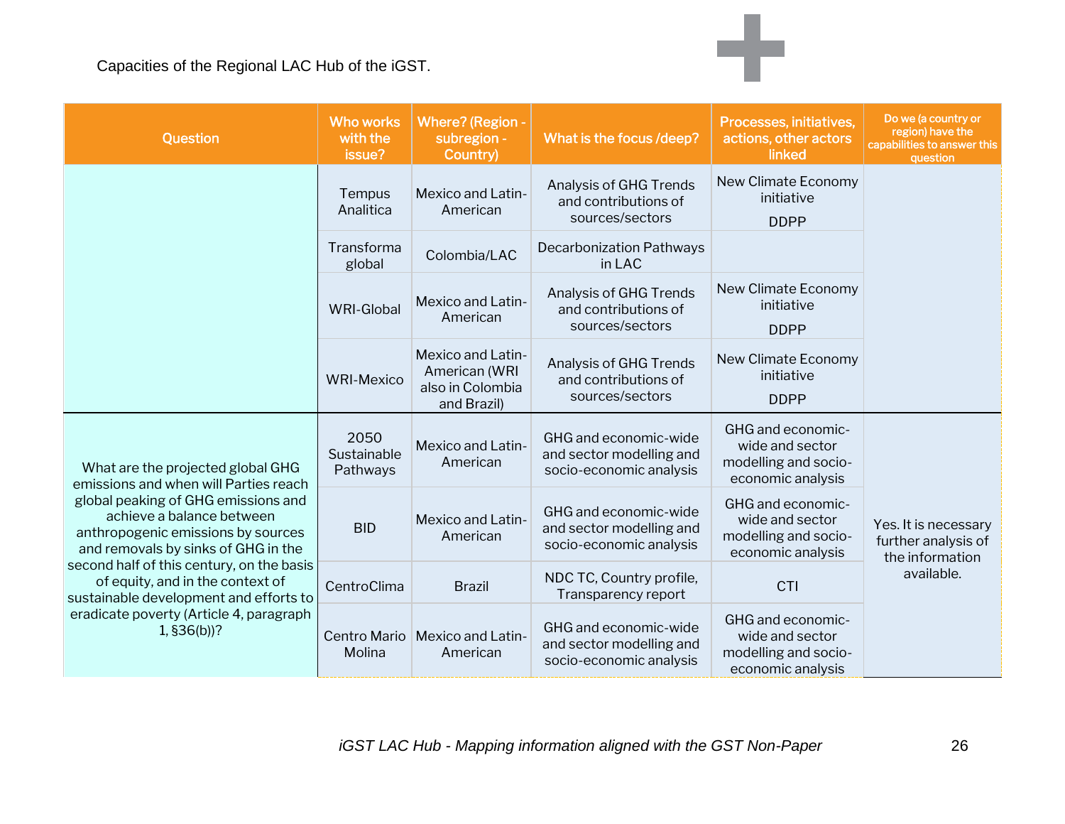Capacities of the Regional LAC Hub of the iGST.

| Question | Who works with the issue? | Where? (Region - subregion - Country) | What is the focus /deep? | Processes, initiatives, actions, other actors linked | Do we (a country or region) have the capabilities to answer this question |
|---|---|---|---|---|---|
| | Tempus Analitica | Mexico and Latin-American | Analysis of GHG Trends and contributions of sources/sectors | New Climate Economy initiative DDPP | |
| | Transforma global | Colombia/LAC | Decarbonization Pathways in LAC | | |
| | WRI-Global | Mexico and Latin-American | Analysis of GHG Trends and contributions of sources/sectors | New Climate Economy initiative DDPP | |
| | WRI-Mexico | Mexico and Latin-American (WRI also in Colombia and Brazil) | Analysis of GHG Trends and contributions of sources/sectors | New Climate Economy initiative DDPP | |
| What are the projected global GHG emissions and when will Parties reach global peaking of GHG emissions and achieve a balance between anthropogenic emissions by sources and removals by sinks of GHG in the second half of this century, on the basis of equity, and in the context of sustainable development and efforts to eradicate poverty (Article 4, paragraph 1, §36(b))? | 2050 Sustainable Pathways | Mexico and Latin-American | GHG and economic-wide and sector modelling and socio-economic analysis | GHG and economic-wide and sector modelling and socio-economic analysis | Yes. It is necessary further analysis of the information available. |
| | BID | Mexico and Latin-American | GHG and economic-wide and sector modelling and socio-economic analysis | GHG and economic-wide and sector modelling and socio-economic analysis | |
| | CentroClima | Brazil | NDC TC, Country profile, Transparency report | CTI | |
| | Centro Mario Molina | Mexico and Latin-American | GHG and economic-wide and sector modelling and socio-economic analysis | GHG and economic-wide and sector modelling and socio-economic analysis | |

*iGST LAC Hub - Mapping information aligned with the GST Non-Paper*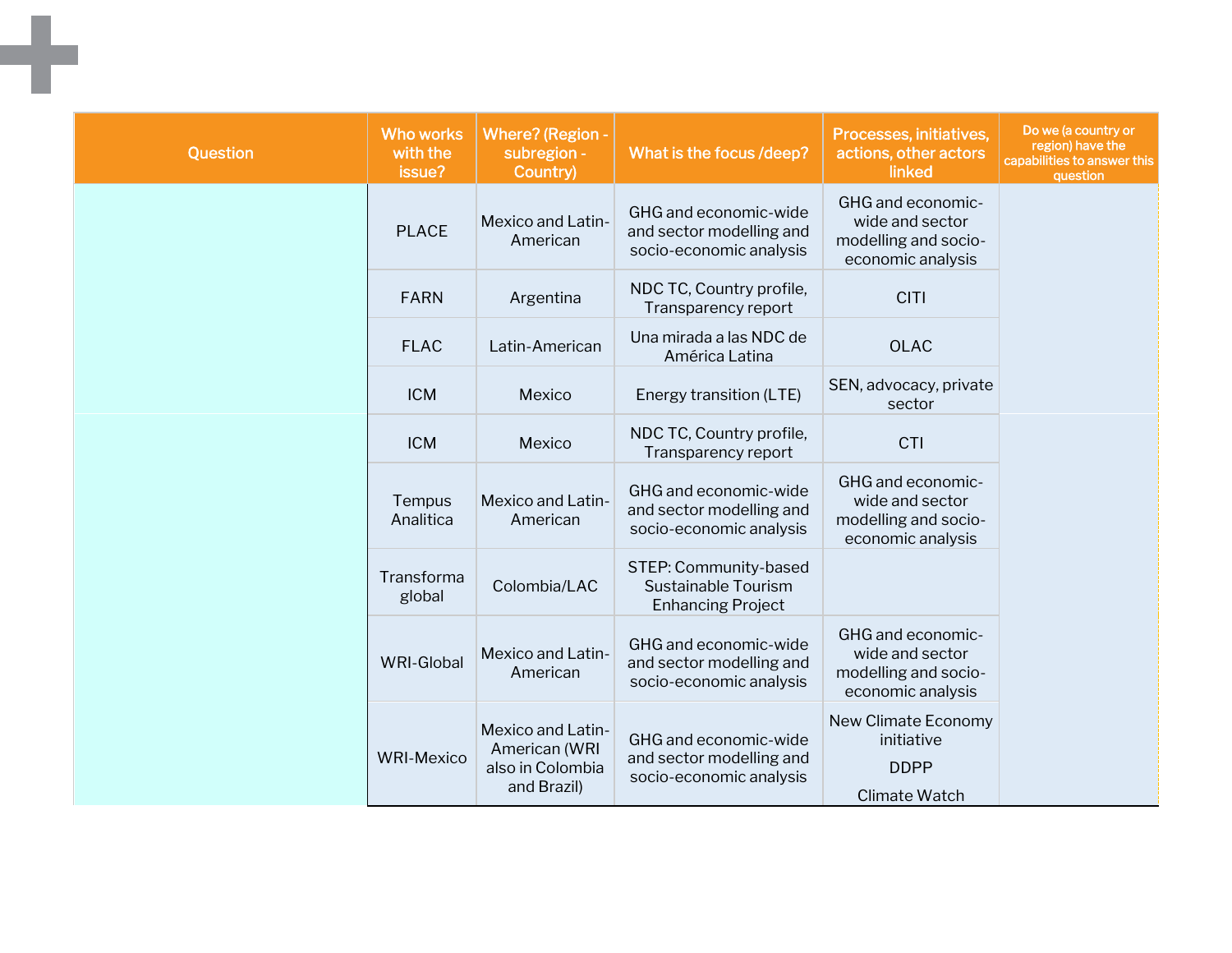| Question | Who works with the issue? | Where? (Region - subregion - Country) | What is the focus /deep? | Processes, initiatives, actions, other actors linked | Do we (a country or region) have the capabilities to answer this question |
|---|---|---|---|---|---|
| | PLACE | Mexico and Latin-American | GHG and economic-wide and sector modelling and socio-economic analysis | GHG and economic-wide and sector modelling and socio-economic analysis | |
| | FARN | Argentina | NDC TC, Country profile, Transparency report | CITI | |
| | FLAC | Latin-American | Una mirada a las NDC de América Latina | OLAC | |
| | ICM | Mexico | Energy transition (LTE) | SEN, advocacy, private sector | |
| | ICM | Mexico | NDC TC, Country profile, Transparency report | CTI | |
| | Tempus Analitica | Mexico and Latin-American | GHG and economic-wide and sector modelling and socio-economic analysis | GHG and economic-wide and sector modelling and socio-economic analysis | |
| | Transforma global | Colombia/LAC | STEP: Community-based Sustainable Tourism Enhancing Project | | |
| | WRI-Global | Mexico and Latin-American | GHG and economic-wide and sector modelling and socio-economic analysis | GHG and economic-wide and sector modelling and socio-economic analysis | |
| | WRI-Mexico | Mexico and Latin-American (WRI also in Colombia and Brazil) | GHG and economic-wide and sector modelling and socio-economic analysis | New Climate Economy initiative<br>DDPP<br>Climate Watch | |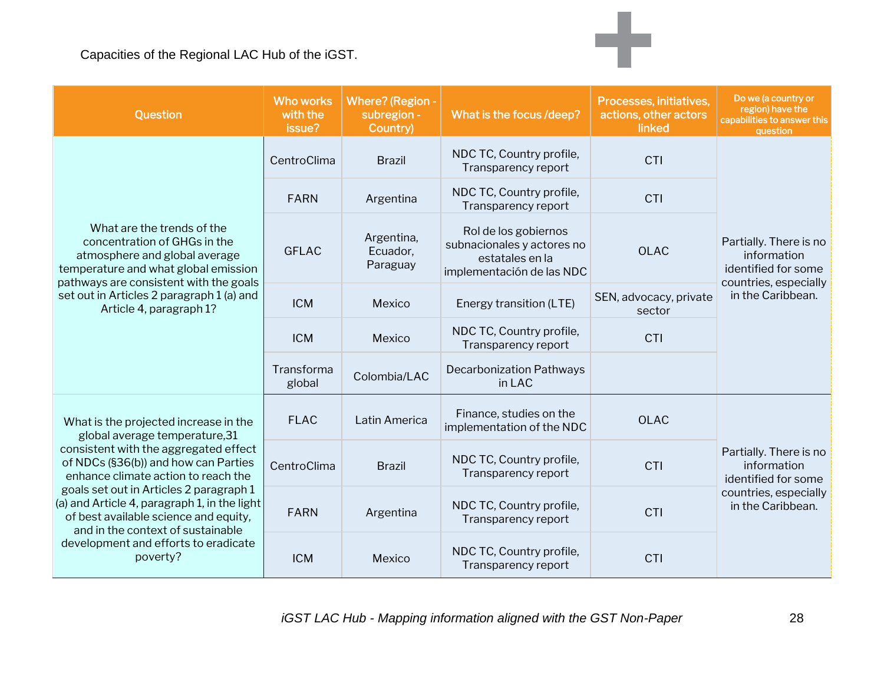Capacities of the Regional LAC Hub of the iGST.

| Question | Who works with the issue? | Where? (Region - subregion - Country) | What is the focus /deep? | Processes, initiatives, actions, other actors linked | Do we (a country or region) have the capabilities to answer this question |
|---|---|---|---|---|---|
| What are the trends of the concentration of GHGs in the atmosphere and global average temperature and what global emission pathways are consistent with the goals set out in Articles 2 paragraph 1 (a) and Article 4, paragraph 1? | CentroClima | Brazil | NDC TC, Country profile, Transparency report | CTI | Partially. There is no information identified for some countries, especially in the Caribbean. |
| | FARN | Argentina | NDC TC, Country profile, Transparency report | CTI | |
| | GFLAC | Argentina, Ecuador, Paraguay | Rol de los gobiernos subnacionales y actores no estatales en la implementación de las NDC | OLAC | |
| | ICM | Mexico | Energy transition (LTE) | SEN, advocacy, private sector | |
| | ICM | Mexico | NDC TC, Country profile, Transparency report | CTI | |
| | Transforma global | Colombia/LAC | Decarbonization Pathways in LAC | | |
| What is the projected increase in the global average temperature,31 consistent with the aggregated effect of NDCs (§36(b)) and how can Parties enhance climate action to reach the goals set out in Articles 2 paragraph 1 (a) and Article 4, paragraph 1, in the light of best available science and equity, and in the context of sustainable development and efforts to eradicate poverty? | FLAC | Latin America | Finance, studies on the implementation of the NDC | OLAC | Partially. There is no information identified for some countries, especially in the Caribbean. |
| | CentroClima | Brazil | NDC TC, Country profile, Transparency report | CTI | |
| | FARN | Argentina | NDC TC, Country profile, Transparency report | CTI | |
| | ICM | Mexico | NDC TC, Country profile, Transparency report | CTI | |

*iGST LAC Hub - Mapping information aligned with the GST Non-Paper*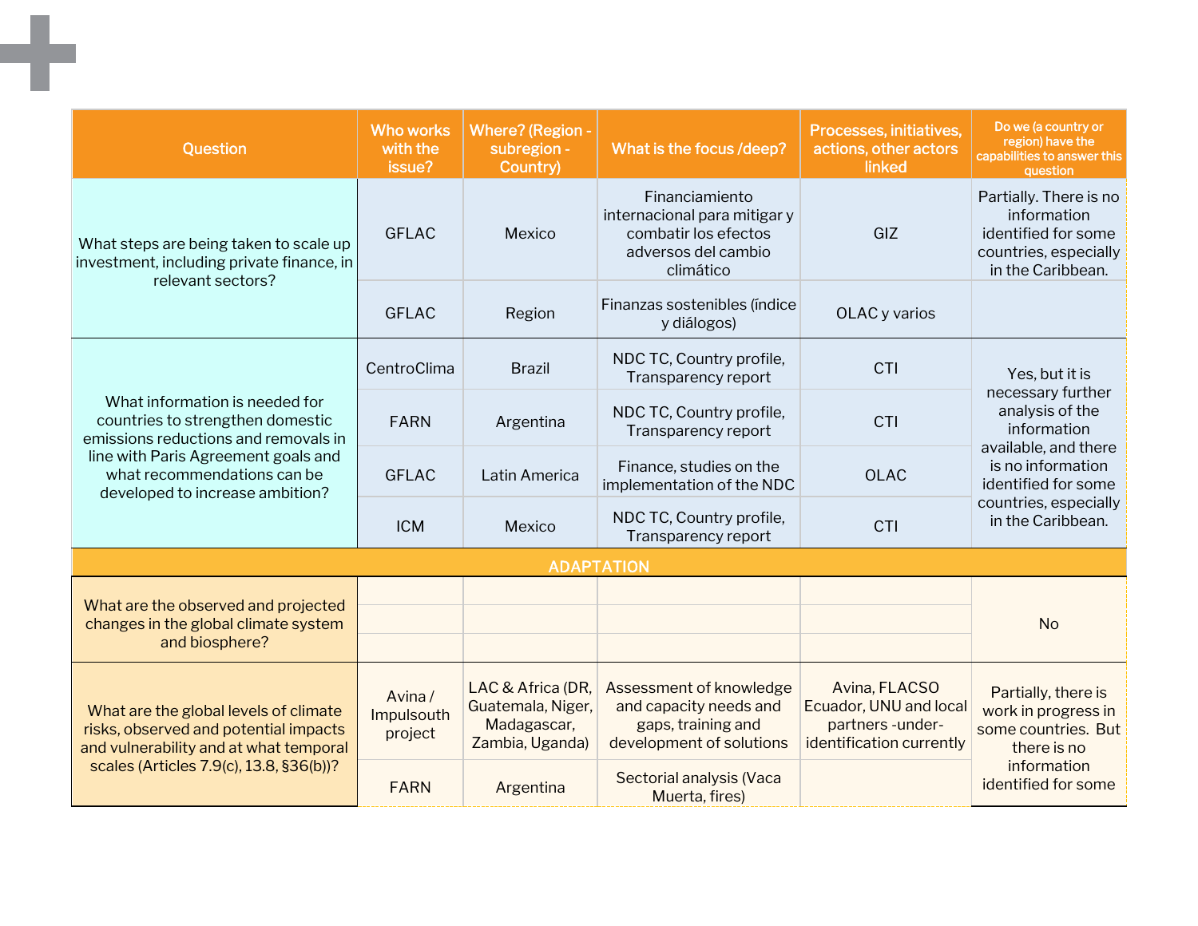| Question | Who works with the issue? | Where? (Region - subregion - Country) | What is the focus /deep? | Processes, initiatives, actions, other actors linked | Do we (a country or region) have the capabilities to answer this question |
|---|---|---|---|---|---|
| What steps are being taken to scale up investment, including private finance, in relevant sectors? | GFLAC | Mexico | Financiamiento internacional para mitigar y combatir los efectos adversos del cambio climático | GIZ | Partially. There is no information identified for some countries, especially in the Caribbean. |
| | GFLAC | Region | Finanzas sostenibles (índice y diálogos) | OLAC y varios | |
| What information is needed for countries to strengthen domestic emissions reductions and removals in line with Paris Agreement goals and what recommendations can be developed to increase ambition? | CentroClima | Brazil | NDC TC, Country profile, Transparency report | CTI | Yes, but it is necessary further analysis of the information available, and there is no information identified for some countries, especially in the Caribbean. |
| | FARN | Argentina | NDC TC, Country profile, Transparency report | CTI | |
| | GFLAC | Latin America | Finance, studies on the implementation of the NDC | OLAC | |
| | ICM | Mexico | NDC TC, Country profile, Transparency report | CTI | |
| **ADAPTATION** | | | | | |
| What are the observed and projected changes in the global climate system and biosphere? | | | | | No |
| What are the global levels of climate risks, observed and potential impacts and vulnerability and at what temporal scales (Articles 7.9(c), 13.8, §36(b))? | Avina / Impulsouth project | LAC & Africa (DR, Guatemala, Niger, Madagascar, Zambia, Uganda) | Assessment of knowledge and capacity needs and gaps, training and development of solutions | Avina, FLACSO Ecuador, UNU and local partners -under-identification currently | Partially, there is work in progress in some countries. But there is no information identified for some |
| | FARN | Argentina | Sectorial analysis (Vaca Muerta, fires) | | |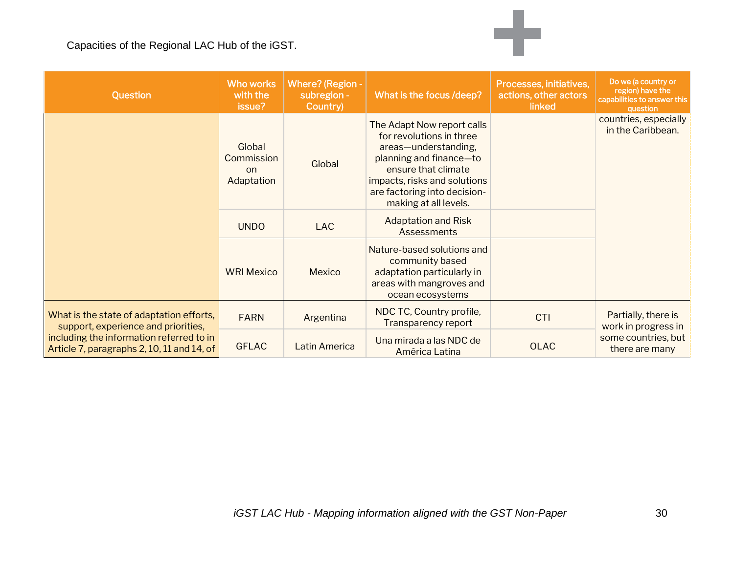Capacities of the Regional LAC Hub of the iGST.

| Question | Who works with the issue? | Where? (Region - subregion - Country) | What is the focus /deep? | Processes, initiatives, actions, other actors linked | Do we (a country or region) have the capabilities to answer this question |
|---|---|---|---|---|---|
| | Global Commission on Adaptation | Global | The Adapt Now report calls for revolutions in three areas—understanding, planning and finance—to ensure that climate impacts, risks and solutions are factoring into decision-making at all levels. | | countries, especially in the Caribbean. |
| | UNDO | LAC | Adaptation and Risk Assessments | | |
| | WRI Mexico | Mexico | Nature-based solutions and community based adaptation particularly in areas with mangroves and ocean ecosystems | | |
| What is the state of adaptation efforts, support, experience and priorities, including the information referred to in Article 7, paragraphs 2, 10, 11 and 14, of | FARN | Argentina | NDC TC, Country profile, Transparency report | CTI | Partially, there is work in progress in some countries, but there are many |
| | GFLAC | Latin America | Una mirada a las NDC de América Latina | OLAC | |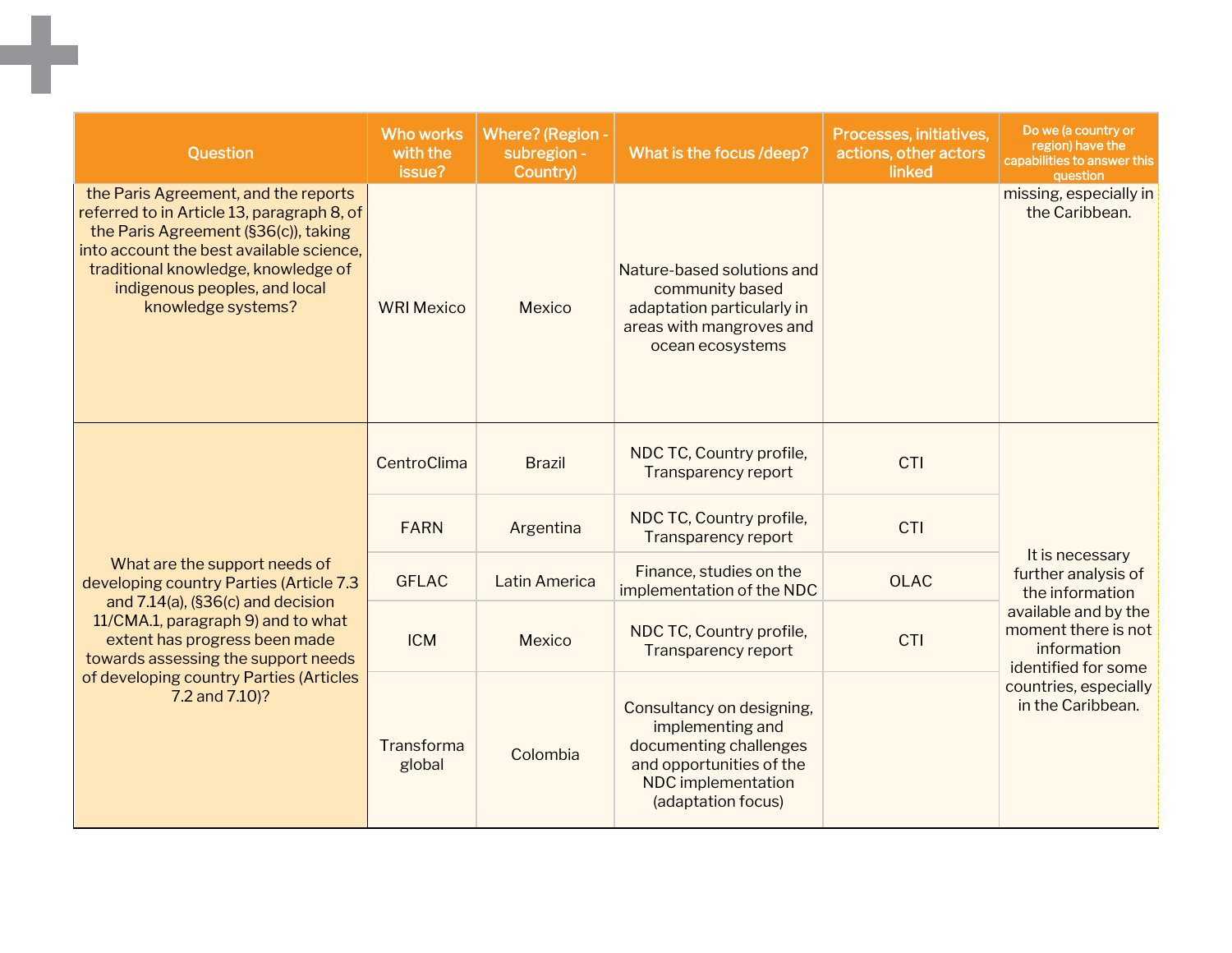| Question | Who works with the issue? | Where? (Region - subregion - Country) | What is the focus /deep? | Processes, initiatives, actions, other actors linked | Do we (a country or region) have the capabilities to answer this question |
| --- | --- | --- | --- | --- | --- |
| the Paris Agreement, and the reports referred to in Article 13, paragraph 8, of the Paris Agreement (§36(c)), taking into account the best available science, traditional knowledge, knowledge of indigenous peoples, and local knowledge systems? | WRI Mexico | Mexico | Nature-based solutions and community based adaptation particularly in areas with mangroves and ocean ecosystems | | missing, especially in the Caribbean. |
| What are the support needs of developing country Parties (Article 7.3 and 7.14(a), (§36(c) and decision 11/CMA.1, paragraph 9) and to what extent has progress been made towards assessing the support needs of developing country Parties (Articles 7.2 and 7.10)? | CentroClima | Brazil | NDC TC, Country profile, Transparency report | CTI | It is necessary further analysis of the information available and by the moment there is not information identified for some countries, especially in the Caribbean. |
| | FARN | Argentina | NDC TC, Country profile, Transparency report | CTI | |
| | GFLAC | Latin America | Finance, studies on the implementation of the NDC | OLAC | |
| | ICM | Mexico | NDC TC, Country profile, Transparency report | CTI | |
| | Transforma global | Colombia | Consultancy on designing, implementing and documenting challenges and opportunities of the NDC implementation (adaptation focus) | | |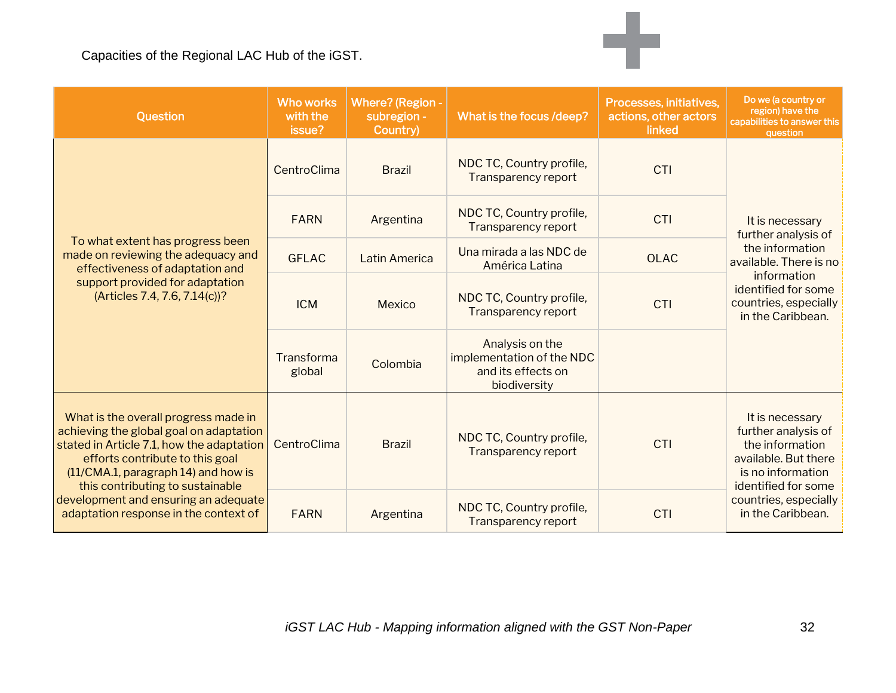Capacities of the Regional LAC Hub of the iGST.

| Question | Who works with the issue? | Where? (Region - subregion - Country) | What is the focus /deep? | Processes, initiatives, actions, other actors linked | Do we (a country or region) have the capabilities to answer this question |
|---|---|---|---|---|---|
| To what extent has progress been made on reviewing the adequacy and effectiveness of adaptation and support provided for adaptation (Articles 7.4, 7.6, 7.14(c))? | CentroClima | Brazil | NDC TC, Country profile, Transparency report | CTI | It is necessary further analysis of the information available. There is no information identified for some countries, especially in the Caribbean. |
| | FARN | Argentina | NDC TC, Country profile, Transparency report | CTI | |
| | GFLAC | Latin America | Una mirada a las NDC de América Latina | OLAC | |
| | ICM | Mexico | NDC TC, Country profile, Transparency report | CTI | |
| | Transforma global | Colombia | Analysis on the implementation of the NDC and its effects on biodiversity | | |
| What is the overall progress made in achieving the global goal on adaptation stated in Article 7.1, how the adaptation efforts contribute to this goal (11/CMA.1, paragraph 14) and how is this contributing to sustainable development and ensuring an adequate adaptation response in the context of | CentroClima | Brazil | NDC TC, Country profile, Transparency report | CTI | It is necessary further analysis of the information available. But there is no information identified for some countries, especially in the Caribbean. |
| | FARN | Argentina | NDC TC, Country profile, Transparency report | CTI | |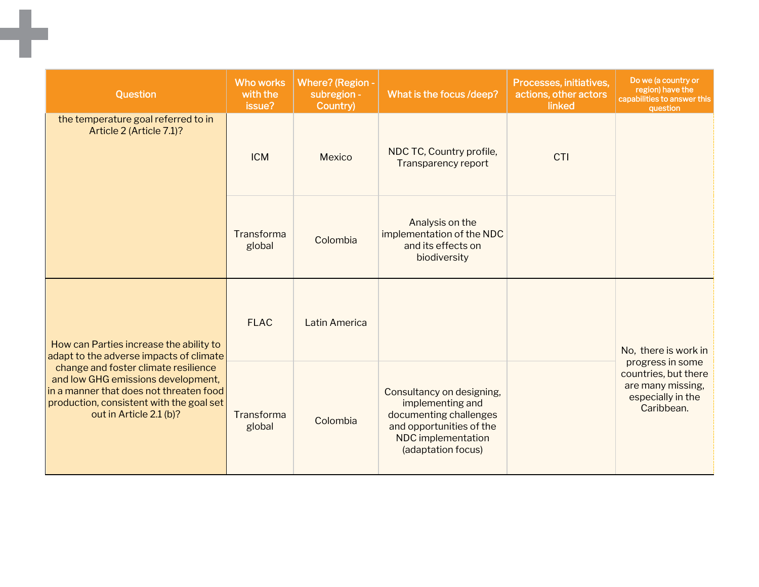| Question | Who works with the issue? | Where? (Region - subregion - Country) | What is the focus /deep? | Processes, initiatives, actions, other actors linked | Do we (a country or region) have the capabilities to answer this question |
|---|---|---|---|---|---|
| the temperature goal referred to in Article 2 (Article 7.1)? | ICM | Mexico | NDC TC, Country profile, Transparency report | CTI | |
| | Transforma global | Colombia | Analysis on the implementation of the NDC and its effects on biodiversity | | |
| How can Parties increase the ability to adapt to the adverse impacts of climate change and foster climate resilience and low GHG emissions development, in a manner that does not threaten food production, consistent with the goal set out in Article 2.1 (b)? | FLAC | Latin America | | | No, there is work in progress in some countries, but there are many missing, especially in the Caribbean. |
| | Transforma global | Colombia | Consultancy on designing, implementing and documenting challenges and opportunities of the NDC implementation (adaptation focus) | | |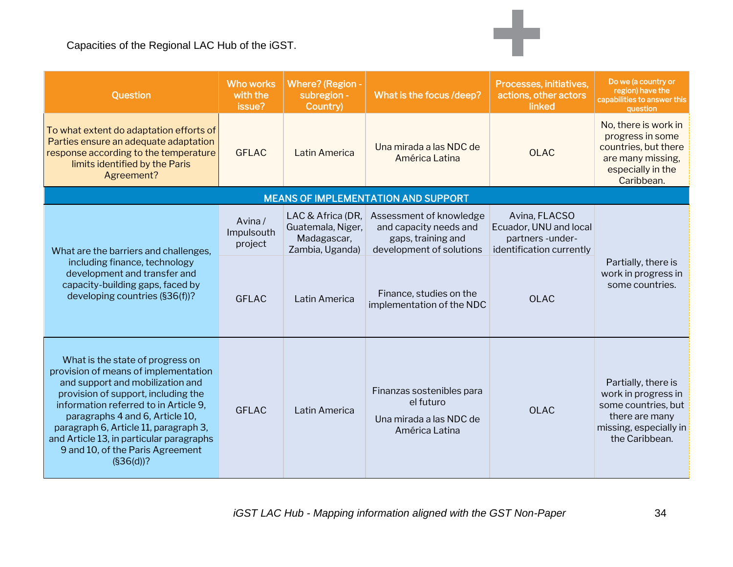Capacities of the Regional LAC Hub of the iGST.

| Question | Who works with the issue? | Where? (Region - subregion - Country) | What is the focus /deep? | Processes, initiatives, actions, other actors linked | Do we (a country or region) have the capabilities to answer this question |
|---|---|---|---|---|---|
| To what extent do adaptation efforts of Parties ensure an adequate adaptation response according to the temperature limits identified by the Paris Agreement? | GFLAC | Latin America | Una mirada a las NDC de América Latina | OLAC | No, there is work in progress in some countries, but there are many missing, especially in the Caribbean. |
| **MEANS OF IMPLEMENTATION AND SUPPORT** | | | | | |
| What are the barriers and challenges, including finance, technology development and transfer and capacity-building gaps, faced by developing countries (§36(f))? | Avina / Impulsouth project | LAC & Africa (DR, Guatemala, Niger, Madagascar, Zambia, Uganda) | Assessment of knowledge and capacity needs and gaps, training and development of solutions | Avina, FLACSO Ecuador, UNU and local partners -under-identification currently | Partially, there is work in progress in some countries. |
| | GFLAC | Latin America | Finance, studies on the implementation of the NDC | OLAC | |
| What is the state of progress on provision of means of implementation and support and mobilization and provision of support, including the information referred to in Article 9, paragraphs 4 and 6, Article 10, paragraph 6, Article 11, paragraph 3, and Article 13, in particular paragraphs 9 and 10, of the Paris Agreement (§36(d))? | GFLAC | Latin America | Finanzas sostenibles para el futuro<br><br>Una mirada a las NDC de América Latina | OLAC | Partially, there is work in progress in some countries, but there are many missing, especially in the Caribbean. |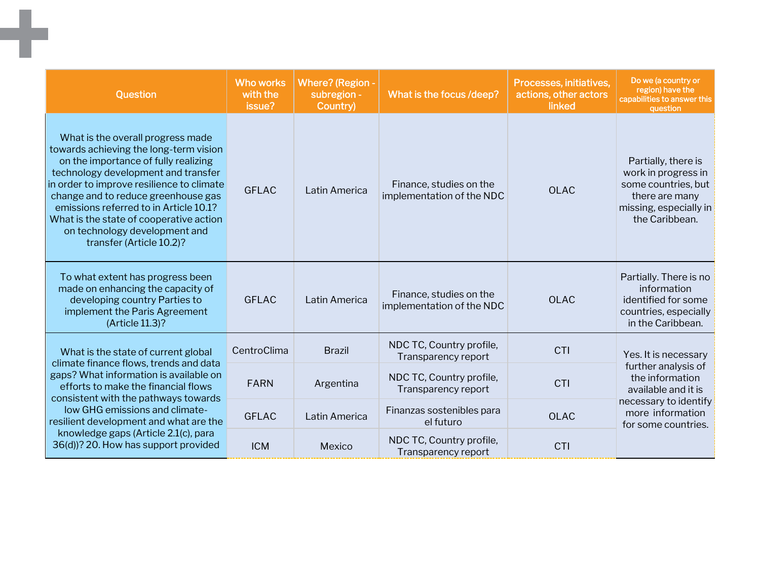| Question | Who works with the issue? | Where? (Region - subregion - Country) | What is the focus /deep? | Processes, initiatives, actions, other actors linked | Do we (a country or region) have the capabilities to answer this question |
|---|---|---|---|---|---|
| What is the overall progress made towards achieving the long-term vision on the importance of fully realizing technology development and transfer in order to improve resilience to climate change and to reduce greenhouse gas emissions referred to in Article 10.1? What is the state of cooperative action on technology development and transfer (Article 10.2)? | GFLAC | Latin America | Finance, studies on the implementation of the NDC | OLAC | Partially, there is work in progress in some countries, but there are many missing, especially in the Caribbean. |
| To what extent has progress been made on enhancing the capacity of developing country Parties to implement the Paris Agreement (Article 11.3)? | GFLAC | Latin America | Finance, studies on the implementation of the NDC | OLAC | Partially. There is no information identified for some countries, especially in the Caribbean. |
| What is the state of current global climate finance flows, trends and data gaps? What information is available on efforts to make the financial flows consistent with the pathways towards low GHG emissions and climate-resilient development and what are the knowledge gaps (Article 2.1(c), para 36(d))? 20. How has support provided | CentroClima | Brazil | NDC TC, Country profile, Transparency report | CTI | Yes. It is necessary further analysis of the information available and it is necessary to identify more information for some countries. |
| | FARN | Argentina | NDC TC, Country profile, Transparency report | CTI | |
| | GFLAC | Latin America | Finanzas sostenibles para el futuro | OLAC | |
| | ICM | Mexico | NDC TC, Country profile, Transparency report | CTI | |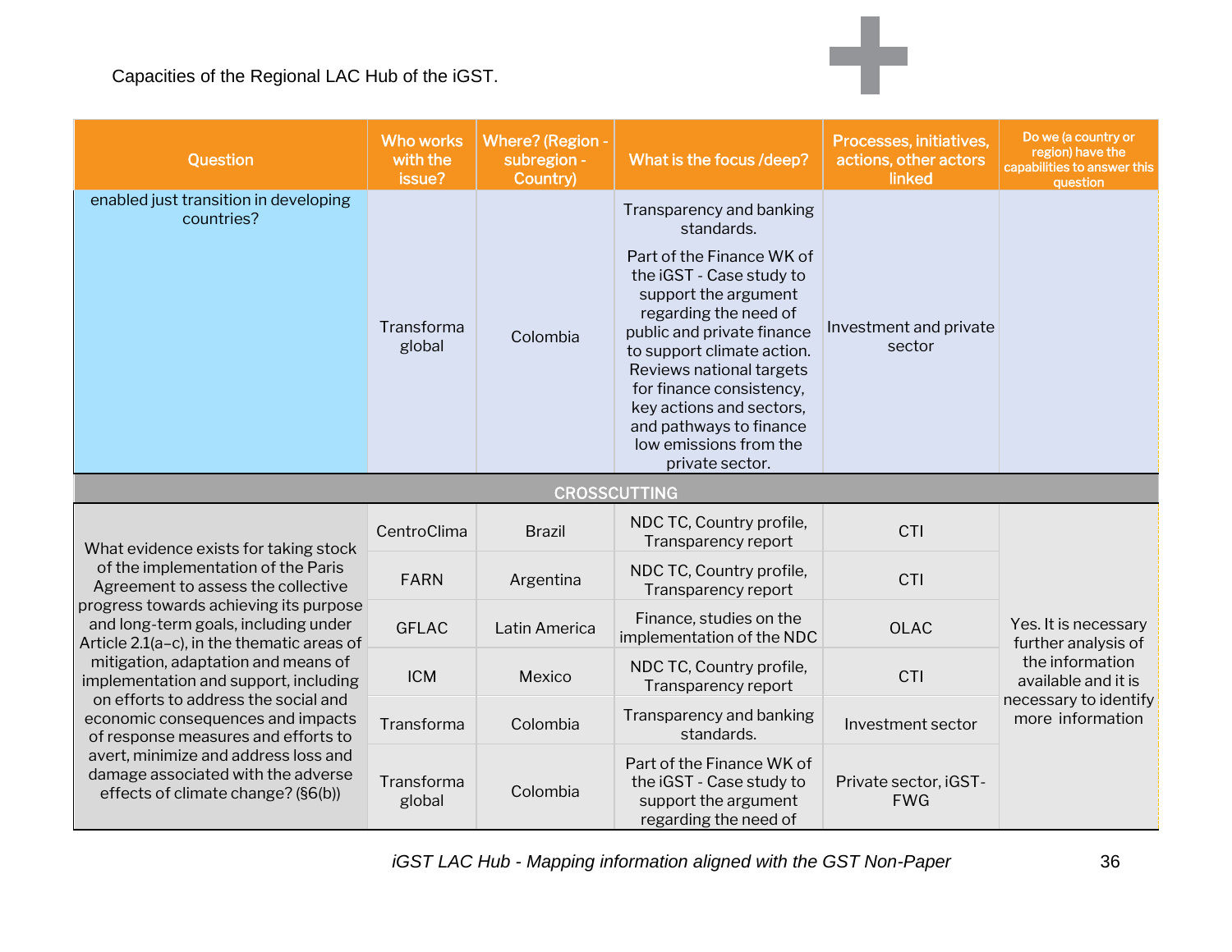Capacities of the Regional LAC Hub of the iGST.

| Question | Who works with the issue? | Where? (Region - subregion - Country) | What is the focus /deep? | Processes, initiatives, actions, other actors linked | Do we (a country or region) have the capabilities to answer this question |
|---|---|---|---|---|---|
| enabled just transition in developing countries? | Transforma global | Colombia | Transparency and banking standards. Part of the Finance WK of the iGST - Case study to support the argument regarding the need of public and private finance to support climate action. Reviews national targets for finance consistency, key actions and sectors, and pathways to finance low emissions from the private sector. | Investment and private sector | |
| **CROSSCUTTING** | | | | | |
| What evidence exists for taking stock of the implementation of the Paris Agreement to assess the collective progress towards achieving its purpose and long-term goals, including under Article 2.1(a–c), in the thematic areas of mitigation, adaptation and means of implementation and support, including on efforts to address the social and economic consequences and impacts of response measures and efforts to avert, minimize and address loss and damage associated with the adverse effects of climate change? (§6(b)) | CentroClima | Brazil | NDC TC, Country profile, Transparency report | CTI | Yes. It is necessary further analysis of the information available and it is necessary to identify more information |
| | FARN | Argentina | NDC TC, Country profile, Transparency report | CTI | |
| | GFLAC | Latin America | Finance, studies on the implementation of the NDC | OLAC | |
| | ICM | Mexico | NDC TC, Country profile, Transparency report | CTI | |
| | Transforma | Colombia | Transparency and banking standards. | Investment sector | |
| | Transforma global | Colombia | Part of the Finance WK of the iGST - Case study to support the argument regarding the need of | Private sector, iGST-FWG | |

*iGST LAC Hub - Mapping information aligned with the GST Non-Paper*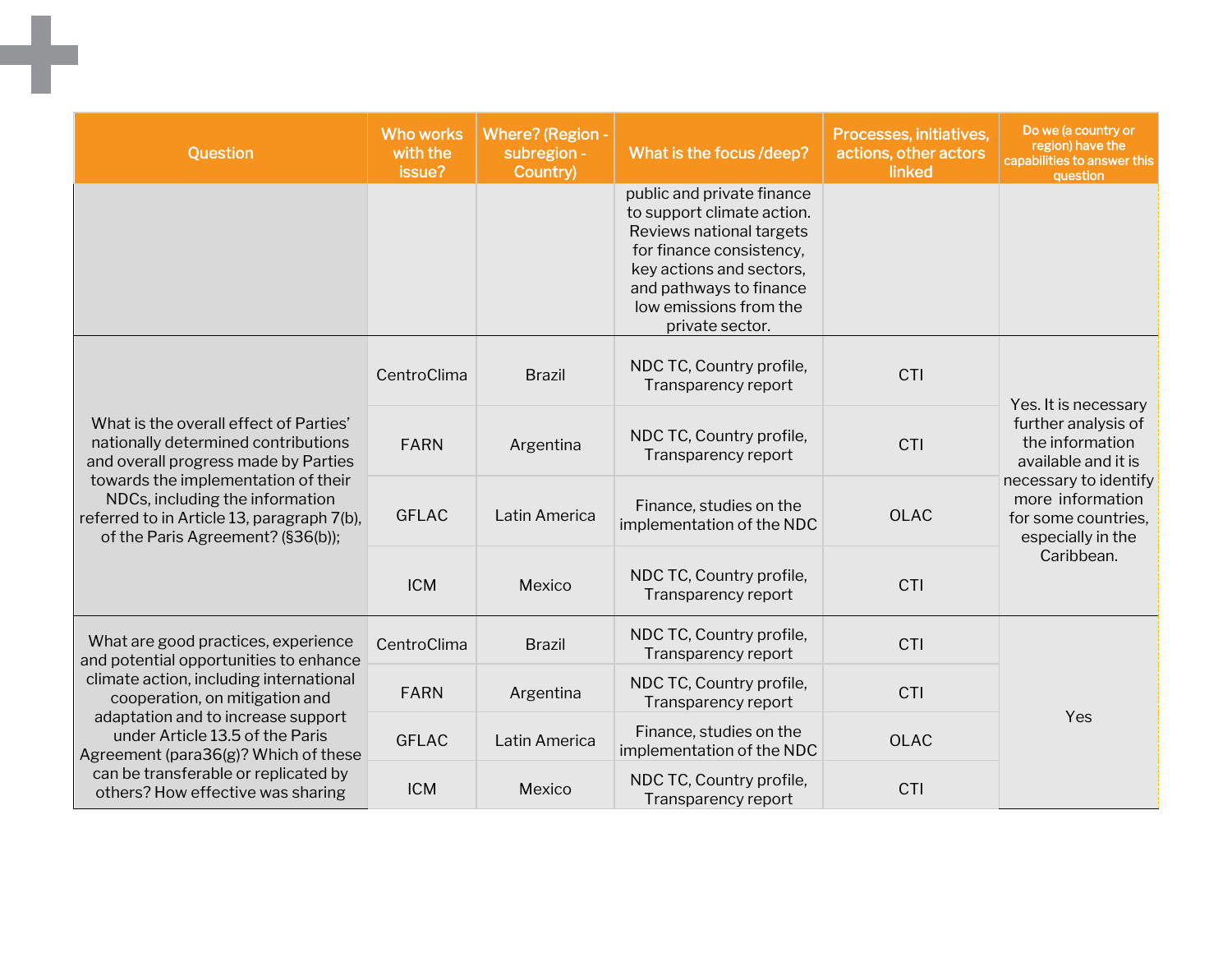| Question | Who works with the issue? | Where? (Region - subregion - Country) | What is the focus /deep? | Processes, initiatives, actions, other actors linked | Do we (a country or region) have the capabilities to answer this question |
|---|---|---|---|---|---|
| | | | public and private finance to support climate action. Reviews national targets for finance consistency, key actions and sectors, and pathways to finance low emissions from the private sector. | | |
| What is the overall effect of Parties' nationally determined contributions and overall progress made by Parties towards the implementation of their NDCs, including the information referred to in Article 13, paragraph 7(b), of the Paris Agreement? (§36(b)); | CentroClima | Brazil | NDC TC, Country profile, Transparency report | CTI | Yes. It is necessary further analysis of the information available and it is necessary to identify more information for some countries, especially in the Caribbean. |
| | FARN | Argentina | NDC TC, Country profile, Transparency report | CTI | |
| | GFLAC | Latin America | Finance, studies on the implementation of the NDC | OLAC | |
| | ICM | Mexico | NDC TC, Country profile, Transparency report | CTI | |
| What are good practices, experience and potential opportunities to enhance climate action, including international cooperation, on mitigation and adaptation and to increase support under Article 13.5 of the Paris Agreement (para36(g)? Which of these can be transferable or replicated by others? How effective was sharing | CentroClima | Brazil | NDC TC, Country profile, Transparency report | CTI | Yes |
| | FARN | Argentina | NDC TC, Country profile, Transparency report | CTI | |
| | GFLAC | Latin America | Finance, studies on the implementation of the NDC | OLAC | |
| | ICM | Mexico | NDC TC, Country profile, Transparency report | CTI | |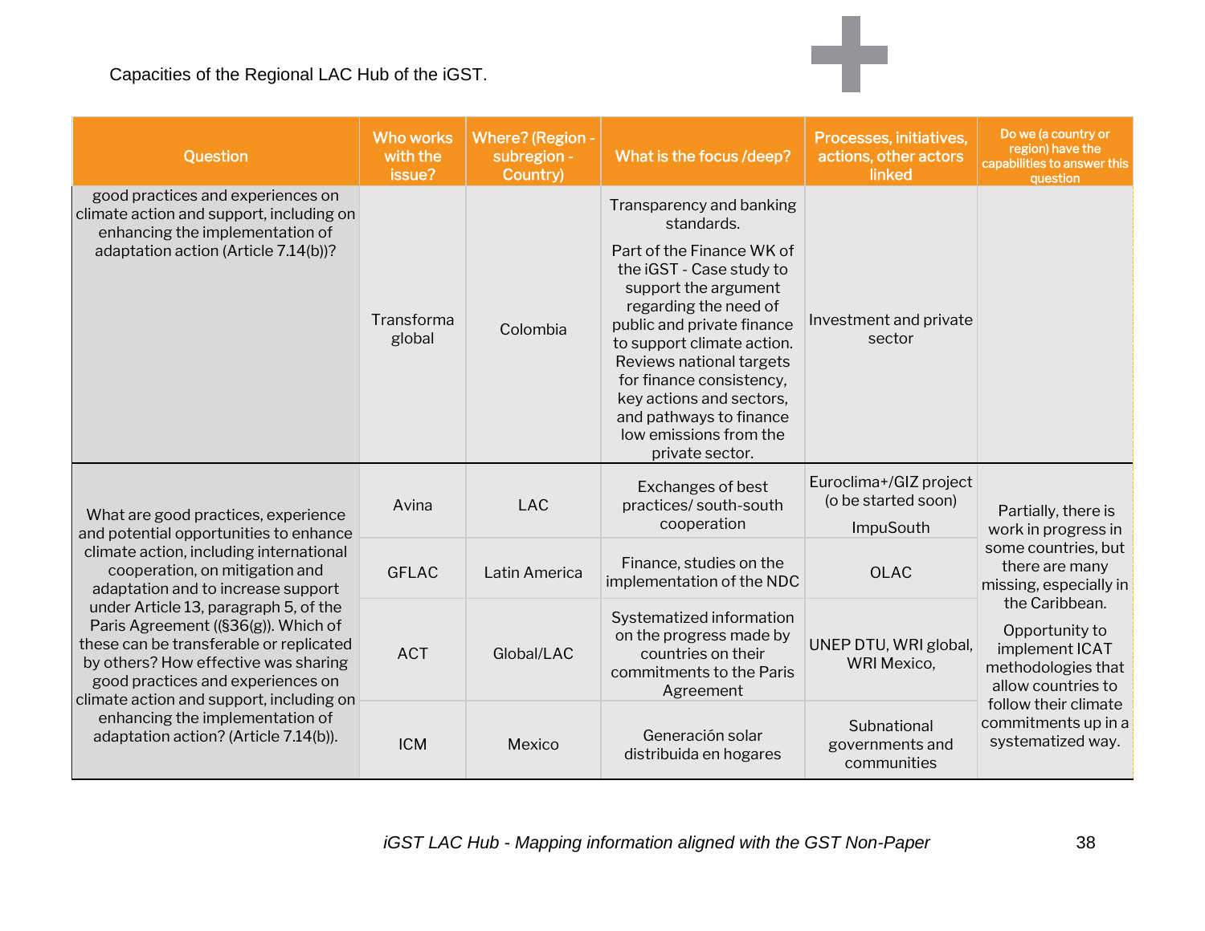Capacities of the Regional LAC Hub of the iGST.

| Question | Who works with the issue? | Where? (Region - subregion - Country) | What is the focus /deep? | Processes, initiatives, actions, other actors linked | Do we (a country or region) have the capabilities to answer this question |
|---|---|---|---|---|---|
| good practices and experiences on climate action and support, including on enhancing the implementation of adaptation action (Article 7.14(b))? | Transforma global | Colombia | Transparency and banking standards. Part of the Finance WK of the iGST - Case study to support the argument regarding the need of public and private finance to support climate action. Reviews national targets for finance consistency, key actions and sectors, and pathways to finance low emissions from the private sector. | Investment and private sector | |
| What are good practices, experience and potential opportunities to enhance climate action, including international cooperation, on mitigation and adaptation and to increase support under Article 13, paragraph 5, of the Paris Agreement ((§36(g)). Which of these can be transferable or replicated by others? How effective was sharing good practices and experiences on climate action and support, including on enhancing the implementation of adaptation action? (Article 7.14(b)). | Avina | LAC | Exchanges of best practices/ south-south cooperation | Euroclima+/GIZ project (o be started soon) ImpuSouth | Partially, there is work in progress in some countries, but there are many missing, especially in the Caribbean. Opportunity to implement ICAT methodologies that allow countries to follow their climate commitments up in a systematized way. |
| | GFLAC | Latin America | Finance, studies on the implementation of the NDC | OLAC | |
| | ACT | Global/LAC | Systematized information on the progress made by countries on their commitments to the Paris Agreement | UNEP DTU, WRI global, WRI Mexico, | |
| | ICM | Mexico | Generación solar distribuida en hogares | Subnational governments and communities | |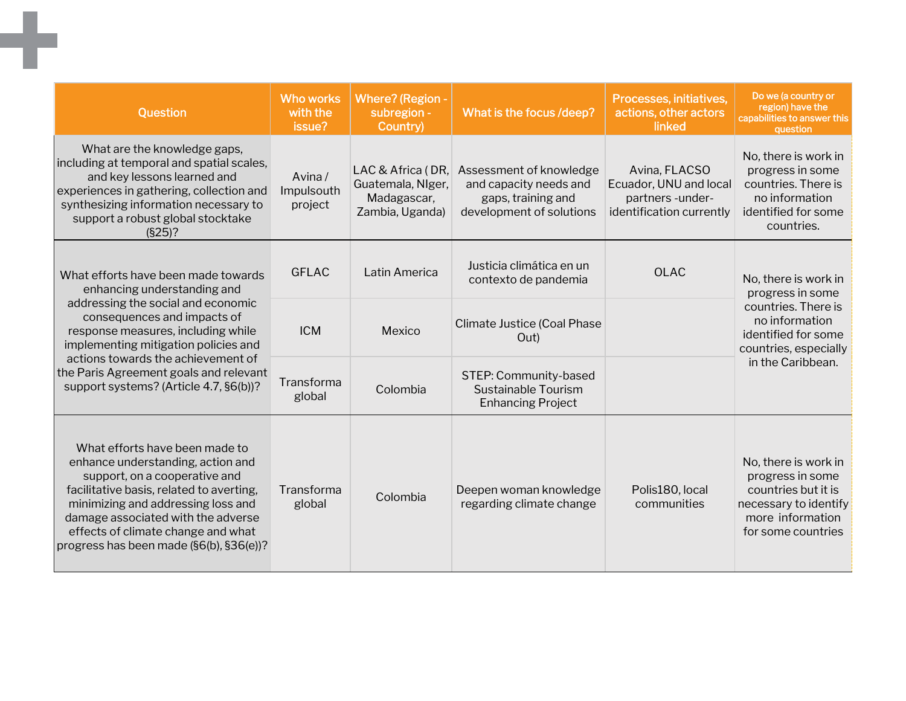| Question | Who works with the issue? | Where? (Region - subregion - Country) | What is the focus /deep? | Processes, initiatives, actions, other actors linked | Do we (a country or region) have the capabilities to answer this question |
|---|---|---|---|---|---|
| What are the knowledge gaps, including at temporal and spatial scales, and key lessons learned and experiences in gathering, collection and synthesizing information necessary to support a robust global stocktake (§25)? | Avina / Impulsouth project | LAC & Africa ( DR, Guatemala, NIger, Madagascar, Zambia, Uganda) | Assessment of knowledge and capacity needs and gaps, training and development of solutions | Avina, FLACSO Ecuador, UNU and local partners -under-identification currently | No, there is work in progress in some countries. There is no information identified for some countries. |
| What efforts have been made towards enhancing understanding and addressing the social and economic consequences and impacts of response measures, including while implementing mitigation policies and actions towards the achievement of the Paris Agreement goals and relevant support systems? (Article 4.7, §6(b))? | GFLAC | Latin America | Justicia climática en un contexto de pandemia | OLAC | No, there is work in progress in some countries. There is no information identified for some countries, especially in the Caribbean. |
| | ICM | Mexico | Climate Justice (Coal Phase Out) | | |
| | Transforma global | Colombia | STEP: Community-based Sustainable Tourism Enhancing Project | | |
| What efforts have been made to enhance understanding, action and support, on a cooperative and facilitative basis, related to averting, minimizing and addressing loss and damage associated with the adverse effects of climate change and what progress has been made (§6(b), §36(e))? | Transforma global | Colombia | Deepen woman knowledge regarding climate change | Polis180, local communities | No, there is work in progress in some countries but it is necessary to identify more information for some countries |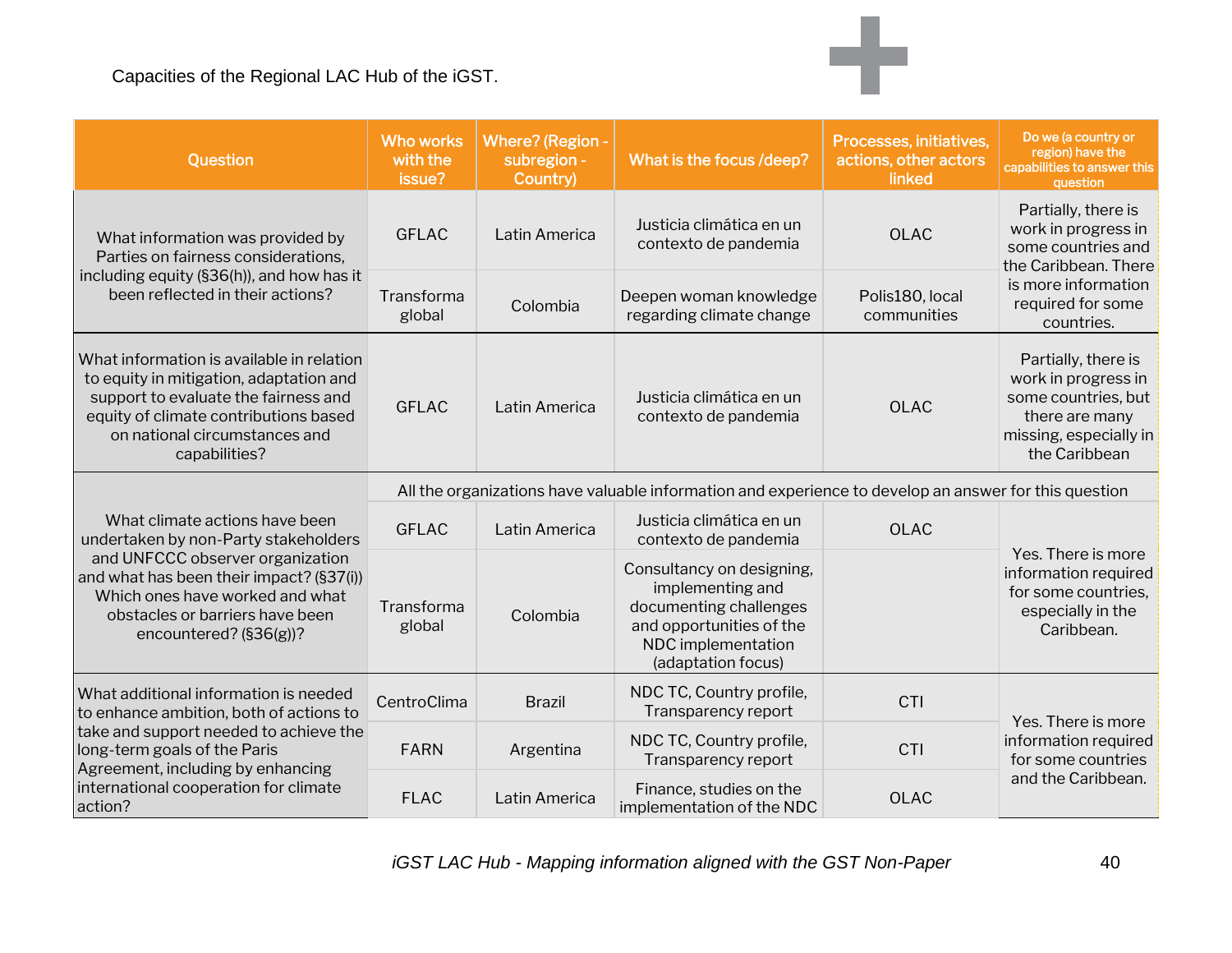Capacities of the Regional LAC Hub of the iGST.

| Question | Who works with the issue? | Where? (Region - subregion - Country) | What is the focus /deep? | Processes, initiatives, actions, other actors linked | Do we (a country or region) have the capabilities to answer this question |
|---|---|---|---|---|---|
| What information was provided by Parties on fairness considerations, including equity (§36(h)), and how has it been reflected in their actions? | GFLAC | Latin America | Justicia climática en un contexto de pandemia | OLAC | Partially, there is work in progress in some countries and the Caribbean. There is more information required for some countries. |
| | Transforma global | Colombia | Deepen woman knowledge regarding climate change | Polis180, local communities | |
| What information is available in relation to equity in mitigation, adaptation and support to evaluate the fairness and equity of climate contributions based on national circumstances and capabilities? | GFLAC | Latin America | Justicia climática en un contexto de pandemia | OLAC | Partially, there is work in progress in some countries, but there are many missing, especially in the Caribbean |
| What climate actions have been undertaken by non-Party stakeholders and UNFCCC observer organization and what has been their impact? (§37(i)) Which ones have worked and what obstacles or barriers have been encountered? (§36(g))? | All the organizations have valuable information and experience to develop an answer for this question | | | | |
| | GFLAC | Latin America | Justicia climática en un contexto de pandemia | OLAC | Yes. There is more information required for some countries, especially in the Caribbean. |
| | Transforma global | Colombia | Consultancy on designing, implementing and documenting challenges and opportunities of the NDC implementation (adaptation focus) | | |
| What additional information is needed to enhance ambition, both of actions to take and support needed to achieve the long-term goals of the Paris Agreement, including by enhancing international cooperation for climate action? | CentroClima | Brazil | NDC TC, Country profile, Transparency report | CTI | Yes. There is more information required for some countries and the Caribbean. |
| | FARN | Argentina | NDC TC, Country profile, Transparency report | CTI | |
| | FLAC | Latin America | Finance, studies on the implementation of the NDC | OLAC | |

*iGST LAC Hub - Mapping information aligned with the GST Non-Paper*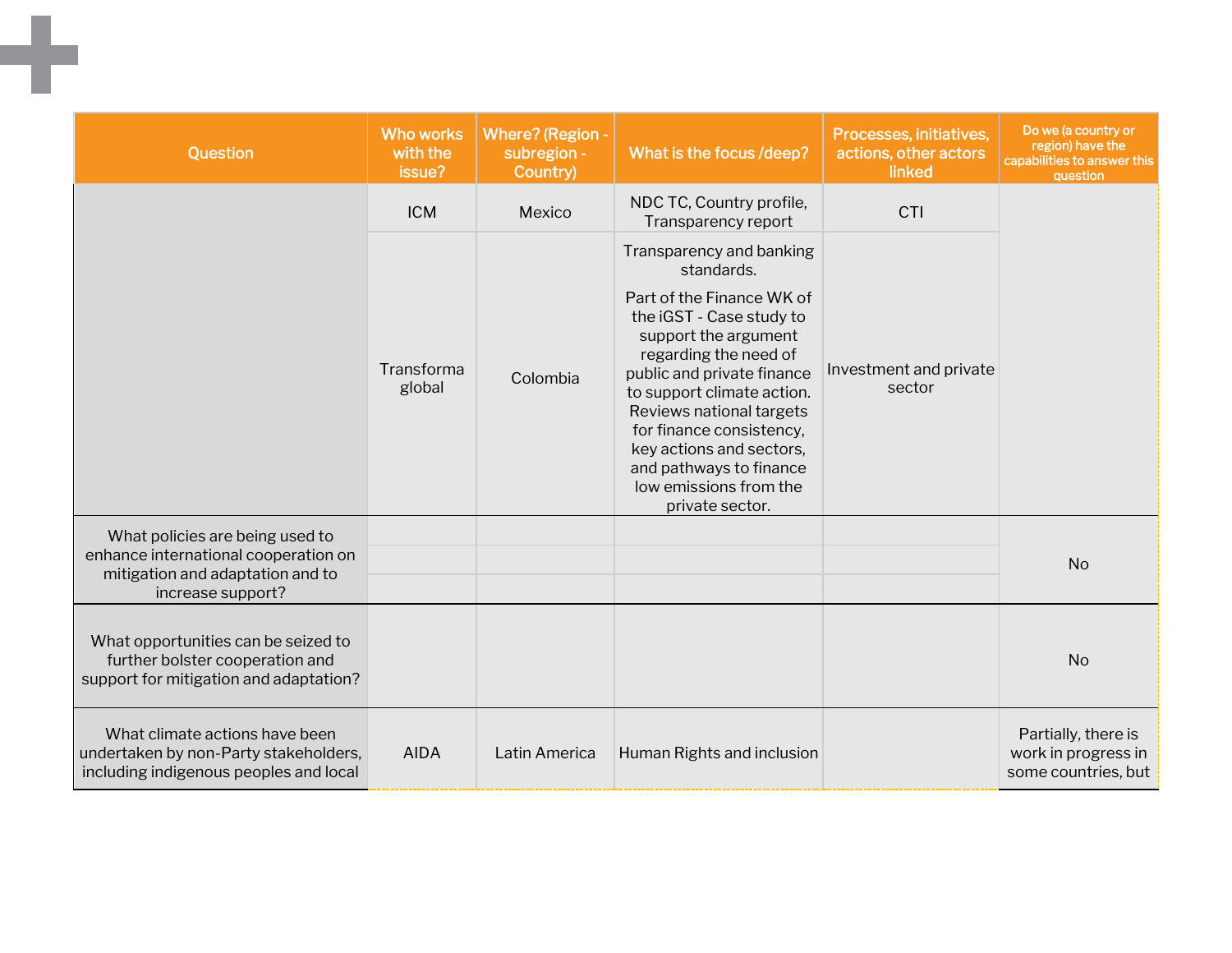| Question | Who works with the issue? | Where? (Region - subregion - Country) | What is the focus /deep? | Processes, initiatives, actions, other actors linked | Do we (a country or region) have the capabilities to answer this question |
|---|---|---|---|---|---|
| | ICM | Mexico | NDC TC, Country profile, Transparency report | CTI | |
| | Transforma global | Colombia | Transparency and banking standards. Part of the Finance WK of the iGST - Case study to support the argument regarding the need of public and private finance to support climate action. Reviews national targets for finance consistency, key actions and sectors, and pathways to finance low emissions from the private sector. | Investment and private sector | |
| What policies are being used to enhance international cooperation on mitigation and adaptation and to increase support? | | | | | No |
| What opportunities can be seized to further bolster cooperation and support for mitigation and adaptation? | | | | | No |
| What climate actions have been undertaken by non-Party stakeholders, including indigenous peoples and local | AIDA | Latin America | Human Rights and inclusion | | Partially, there is work in progress in some countries, but |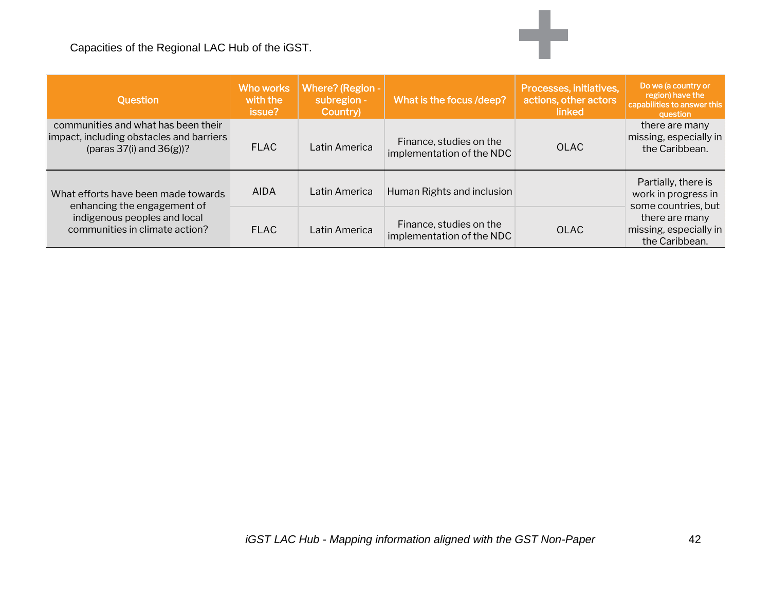Capacities of the Regional LAC Hub of the iGST.

| Question | Who works with the issue? | Where? (Region - subregion - Country) | What is the focus /deep? | Processes, initiatives, actions, other actors linked | Do we (a country or region) have the capabilities to answer this question |
|---|---|---|---|---|---|
| communities and what has been their impact, including obstacles and barriers (paras 37(i) and 36(g))? | FLAC | Latin America | Finance, studies on the implementation of the NDC | OLAC | there are many missing, especially in the Caribbean. |
| What efforts have been made towards enhancing the engagement of indigenous peoples and local communities in climate action? | AIDA | Latin America | Human Rights and inclusion | | Partially, there is work in progress in some countries, but there are many missing, especially in the Caribbean. |
| | FLAC | Latin America | Finance, studies on the implementation of the NDC | OLAC | |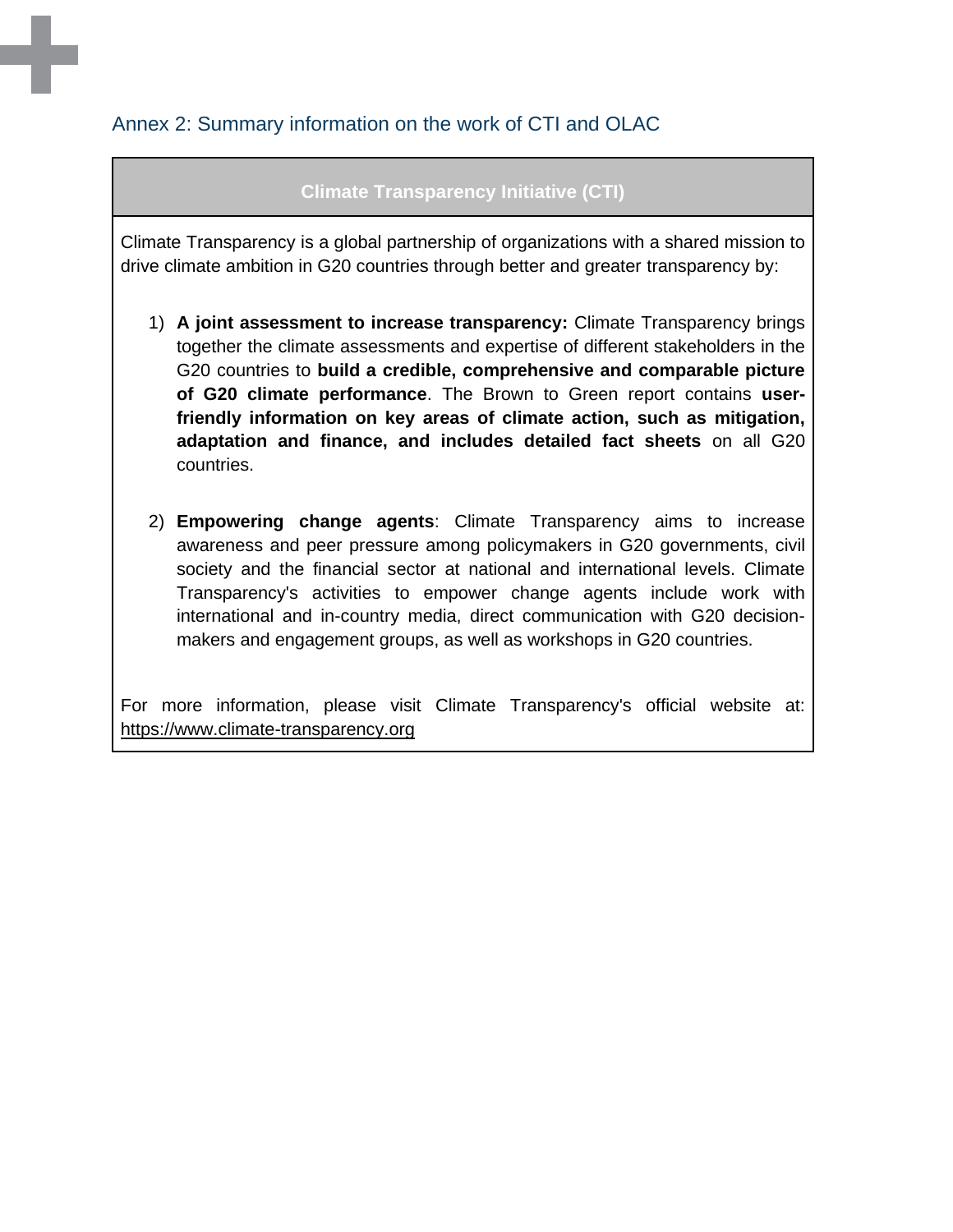## Annex 2: Summary information on the work of CTI and OLAC

| Climate Transparency Initiative (CTI) |
| --- |
| Climate Transparency is a global partnership of organizations with a shared mission to drive climate ambition in G20 countries through better and greater transparency by:<br><br>1) **A joint assessment to increase transparency:** Climate Transparency brings together the climate assessments and expertise of different stakeholders in the G20 countries to **build a credible, comprehensive and comparable picture of G20 climate performance**. The Brown to Green report contains **user-friendly information on key areas of climate action, such as mitigation, adaptation and finance, and includes detailed fact sheets** on all G20 countries.<br><br>2) **Empowering change agents**: Climate Transparency aims to increase awareness and peer pressure among policymakers in G20 governments, civil society and the financial sector at national and international levels. Climate Transparency's activities to empower change agents include work with international and in-country media, direct communication with G20 decision-makers and engagement groups, as well as workshops in G20 countries.<br><br>For more information, please visit Climate Transparency's official website at: https://www.climate-transparency.org |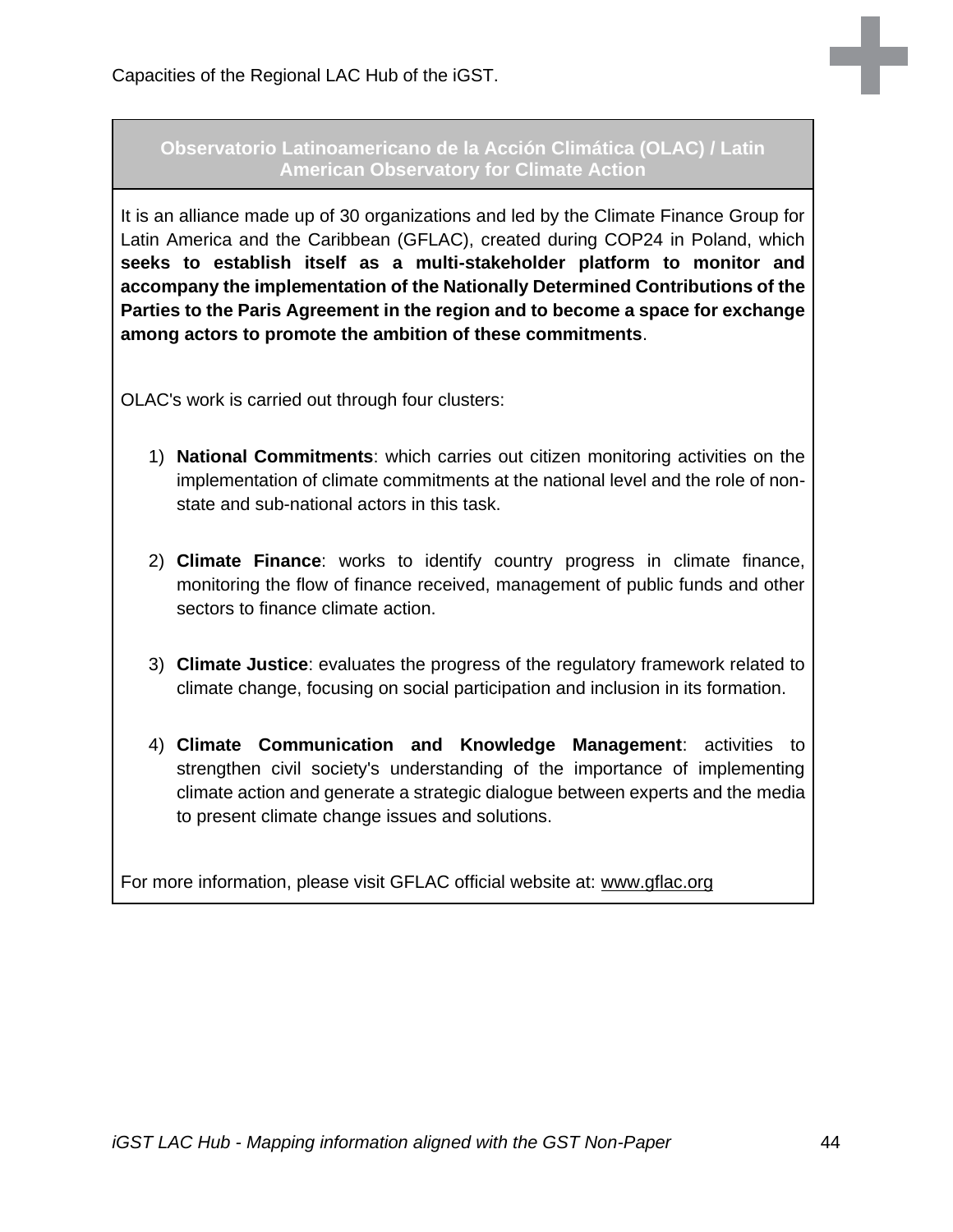Capacities of the Regional LAC Hub of the iGST.

| **Observatorio Latinoamericano de la Acción Climática (OLAC) / Latin American Observatory for Climate Action** |
|---|
| It is an alliance made up of 30 organizations and led by the Climate Finance Group for Latin America and the Caribbean (GFLAC), created during COP24 in Poland, which **seeks to establish itself as a multi-stakeholder platform to monitor and accompany the implementation of the Nationally Determined Contributions of the Parties to the Paris Agreement in the region and to become a space for exchange among actors to promote the ambition of these commitments**.<br><br>OLAC's work is carried out through four clusters:<br><br>1) **National Commitments**: which carries out citizen monitoring activities on the implementation of climate commitments at the national level and the role of non-state and sub-national actors in this task.<br><br>2) **Climate Finance**: works to identify country progress in climate finance, monitoring the flow of finance received, management of public funds and other sectors to finance climate action.<br><br>3) **Climate Justice**: evaluates the progress of the regulatory framework related to climate change, focusing on social participation and inclusion in its formation.<br><br>4) **Climate Communication and Knowledge Management**: activities to strengthen civil society's understanding of the importance of implementing climate action and generate a strategic dialogue between experts and the media to present climate change issues and solutions.<br><br>For more information, please visit GFLAC official website at: www.gflac.org |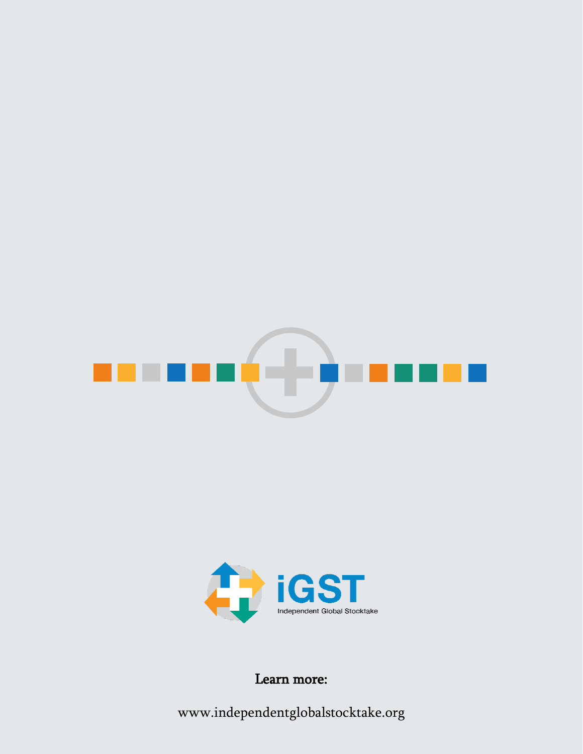iGST

Independent Global Stocktake

**Learn more:**

www.independentglobalstocktake.org